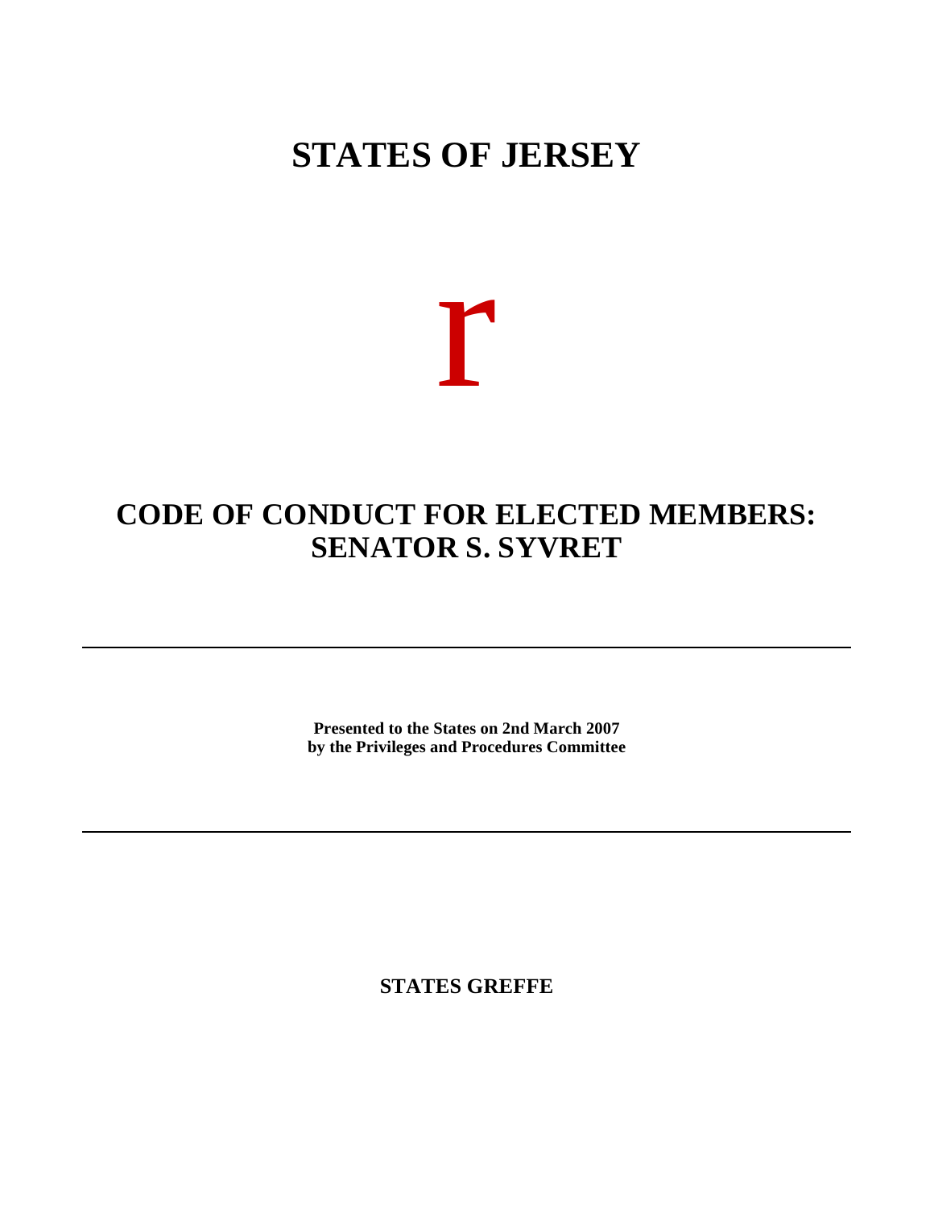# STATES OF JERSEY

r

## CODE OF CONDUCT FOR ELECTED MEMBERS: SENATOR S. SYVRET

---

**Presented to the States on 2nd March 2007**
**by the Privileges and Procedures Committee**

---

**STATES GREFFE**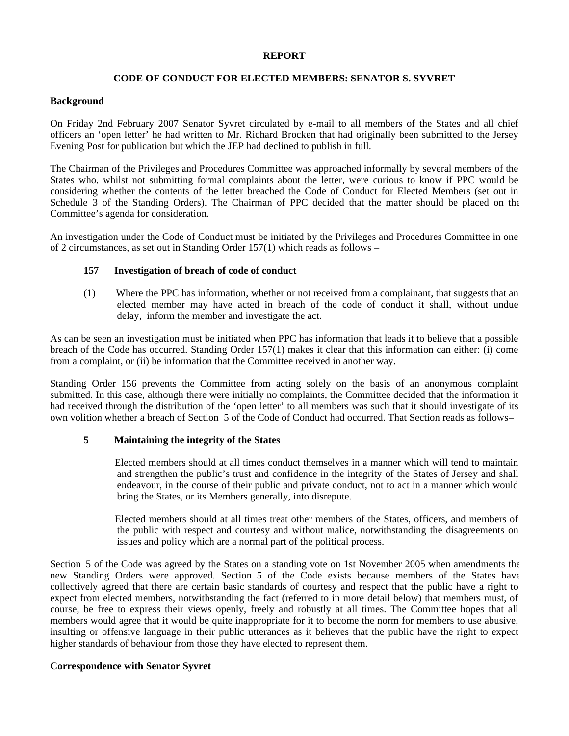**REPORT**

**CODE OF CONDUCT FOR ELECTED MEMBERS: SENATOR S. SYVRET**

**Background**

On Friday 2nd February 2007 Senator Syvret circulated by e-mail to all members of the States and all chief officers an 'open letter' he had written to Mr. Richard Brocken that had originally been submitted to the Jersey Evening Post for publication but which the JEP had declined to publish in full.

The Chairman of the Privileges and Procedures Committee was approached informally by several members of the States who, whilst not submitting formal complaints about the letter, were curious to know if PPC would be considering whether the contents of the letter breached the Code of Conduct for Elected Members (set out in Schedule 3 of the Standing Orders). The Chairman of PPC decided that the matter should be placed on the Committee's agenda for consideration.

An investigation under the Code of Conduct must be initiated by the Privileges and Procedures Committee in one of 2 circumstances, as set out in Standing Order 157(1) which reads as follows –

**157 Investigation of breach of code of conduct**

(1) Where the PPC has information, <u>whether or not received from a complainant</u>, that suggests that an elected member may have acted in breach of the code of conduct it shall, without undue delay, inform the member and investigate the act.

As can be seen an investigation must be initiated when PPC has information that leads it to believe that a possible breach of the Code has occurred. Standing Order 157(1) makes it clear that this information can either: (i) come from a complaint, or (ii) be information that the Committee received in another way.

Standing Order 156 prevents the Committee from acting solely on the basis of an anonymous complaint submitted. In this case, although there were initially no complaints, the Committee decided that the information it had received through the distribution of the 'open letter' to all members was such that it should investigate of its own volition whether a breach of Section 5 of the Code of Conduct had occurred. That Section reads as follows–

**5 Maintaining the integrity of the States**

Elected members should at all times conduct themselves in a manner which will tend to maintain and strengthen the public's trust and confidence in the integrity of the States of Jersey and shall endeavour, in the course of their public and private conduct, not to act in a manner which would bring the States, or its Members generally, into disrepute.

Elected members should at all times treat other members of the States, officers, and members of the public with respect and courtesy and without malice, notwithstanding the disagreements on issues and policy which are a normal part of the political process.

Section 5 of the Code was agreed by the States on a standing vote on 1st November 2005 when amendments the new Standing Orders were approved. Section 5 of the Code exists because members of the States have collectively agreed that there are certain basic standards of courtesy and respect that the public have a right to expect from elected members, notwithstanding the fact (referred to in more detail below) that members must, of course, be free to express their views openly, freely and robustly at all times. The Committee hopes that all members would agree that it would be quite inappropriate for it to become the norm for members to use abusive, insulting or offensive language in their public utterances as it believes that the public have the right to expect higher standards of behaviour from those they have elected to represent them.

**Correspondence with Senator Syvret**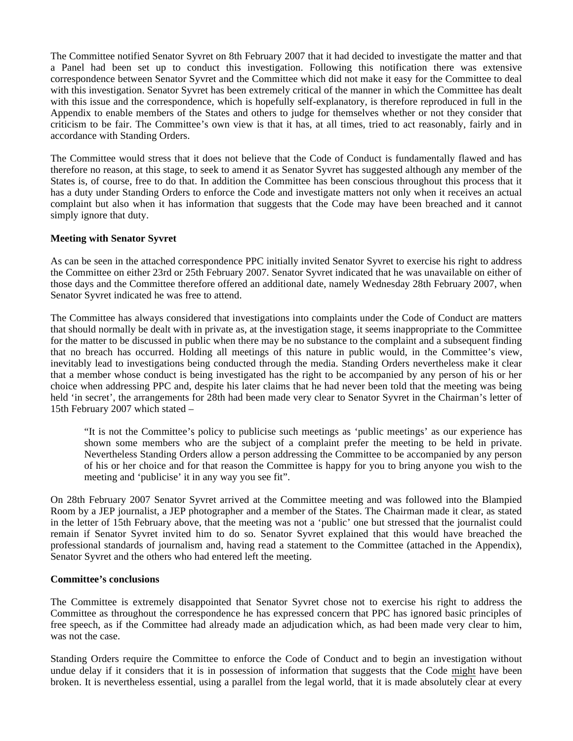The Committee notified Senator Syvret on 8th February 2007 that it had decided to investigate the matter and that a Panel had been set up to conduct this investigation. Following this notification there was extensive correspondence between Senator Syvret and the Committee which did not make it easy for the Committee to deal with this investigation. Senator Syvret has been extremely critical of the manner in which the Committee has dealt with this issue and the correspondence, which is hopefully self-explanatory, is therefore reproduced in full in the Appendix to enable members of the States and others to judge for themselves whether or not they consider that criticism to be fair. The Committee's own view is that it has, at all times, tried to act reasonably, fairly and in accordance with Standing Orders.

The Committee would stress that it does not believe that the Code of Conduct is fundamentally flawed and has therefore no reason, at this stage, to seek to amend it as Senator Syvret has suggested although any member of the States is, of course, free to do that. In addition the Committee has been conscious throughout this process that it has a duty under Standing Orders to enforce the Code and investigate matters not only when it receives an actual complaint but also when it has information that suggests that the Code may have been breached and it cannot simply ignore that duty.

**Meeting with Senator Syvret**

As can be seen in the attached correspondence PPC initially invited Senator Syvret to exercise his right to address the Committee on either 23rd or 25th February 2007. Senator Syvret indicated that he was unavailable on either of those days and the Committee therefore offered an additional date, namely Wednesday 28th February 2007, when Senator Syvret indicated he was free to attend.

The Committee has always considered that investigations into complaints under the Code of Conduct are matters that should normally be dealt with in private as, at the investigation stage, it seems inappropriate to the Committee for the matter to be discussed in public when there may be no substance to the complaint and a subsequent finding that no breach has occurred. Holding all meetings of this nature in public would, in the Committee's view, inevitably lead to investigations being conducted through the media. Standing Orders nevertheless make it clear that a member whose conduct is being investigated has the right to be accompanied by any person of his or her choice when addressing PPC and, despite his later claims that he had never been told that the meeting was being held 'in secret', the arrangements for 28th had been made very clear to Senator Syvret in the Chairman's letter of 15th February 2007 which stated –

> "It is not the Committee's policy to publicise such meetings as 'public meetings' as our experience has shown some members who are the subject of a complaint prefer the meeting to be held in private. Nevertheless Standing Orders allow a person addressing the Committee to be accompanied by any person of his or her choice and for that reason the Committee is happy for you to bring anyone you wish to the meeting and 'publicise' it in any way you see fit".

On 28th February 2007 Senator Syvret arrived at the Committee meeting and was followed into the Blampied Room by a JEP journalist, a JEP photographer and a member of the States. The Chairman made it clear, as stated in the letter of 15th February above, that the meeting was not a 'public' one but stressed that the journalist could remain if Senator Syvret invited him to do so. Senator Syvret explained that this would have breached the professional standards of journalism and, having read a statement to the Committee (attached in the Appendix), Senator Syvret and the others who had entered left the meeting.

**Committee's conclusions**

The Committee is extremely disappointed that Senator Syvret chose not to exercise his right to address the Committee as throughout the correspondence he has expressed concern that PPC has ignored basic principles of free speech, as if the Committee had already made an adjudication which, as had been made very clear to him, was not the case.

Standing Orders require the Committee to enforce the Code of Conduct and to begin an investigation without undue delay if it considers that it is in possession of information that suggests that the Code <u>might</u> have been broken. It is nevertheless essential, using a parallel from the legal world, that it is made absolutely clear at every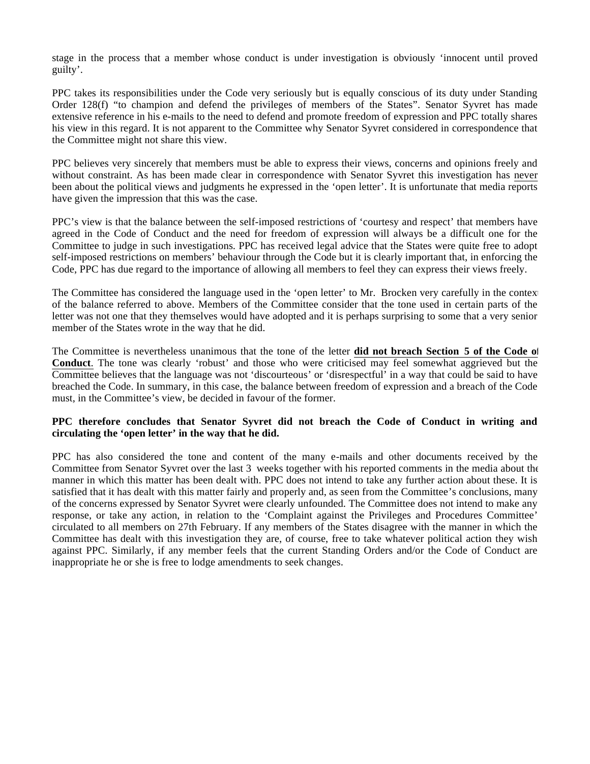stage in the process that a member whose conduct is under investigation is obviously 'innocent until proved guilty'.

PPC takes its responsibilities under the Code very seriously but is equally conscious of its duty under Standing Order 128(f) "to champion and defend the privileges of members of the States". Senator Syvret has made extensive reference in his e-mails to the need to defend and promote freedom of expression and PPC totally shares his view in this regard. It is not apparent to the Committee why Senator Syvret considered in correspondence that the Committee might not share this view.

PPC believes very sincerely that members must be able to express their views, concerns and opinions freely and without constraint. As has been made clear in correspondence with Senator Syvret this investigation has <u>never</u> been about the political views and judgments he expressed in the 'open letter'. It is unfortunate that media reports have given the impression that this was the case.

PPC's view is that the balance between the self-imposed restrictions of 'courtesy and respect' that members have agreed in the Code of Conduct and the need for freedom of expression will always be a difficult one for the Committee to judge in such investigations. PPC has received legal advice that the States were quite free to adopt self-imposed restrictions on members' behaviour through the Code but it is clearly important that, in enforcing the Code, PPC has due regard to the importance of allowing all members to feel they can express their views freely.

The Committee has considered the language used in the 'open letter' to Mr. Brocken very carefully in the context of the balance referred to above. Members of the Committee consider that the tone used in certain parts of the letter was not one that they themselves would have adopted and it is perhaps surprising to some that a very senior member of the States wrote in the way that he did.

The Committee is nevertheless unanimous that the tone of the letter **<u>did not breach Section 5 of the Code of Conduct</u>**. The tone was clearly 'robust' and those who were criticised may feel somewhat aggrieved but the Committee believes that the language was not 'discourteous' or 'disrespectful' in a way that could be said to have breached the Code. In summary, in this case, the balance between freedom of expression and a breach of the Code must, in the Committee's view, be decided in favour of the former.

**PPC therefore concludes that Senator Syvret did not breach the Code of Conduct in writing and circulating the 'open letter' in the way that he did.**

PPC has also considered the tone and content of the many e-mails and other documents received by the Committee from Senator Syvret over the last 3 weeks together with his reported comments in the media about the manner in which this matter has been dealt with. PPC does not intend to take any further action about these. It is satisfied that it has dealt with this matter fairly and properly and, as seen from the Committee's conclusions, many of the concerns expressed by Senator Syvret were clearly unfounded. The Committee does not intend to make any response, or take any action, in relation to the 'Complaint against the Privileges and Procedures Committee' circulated to all members on 27th February. If any members of the States disagree with the manner in which the Committee has dealt with this investigation they are, of course, free to take whatever political action they wish against PPC. Similarly, if any member feels that the current Standing Orders and/or the Code of Conduct are inappropriate he or she is free to lodge amendments to seek changes.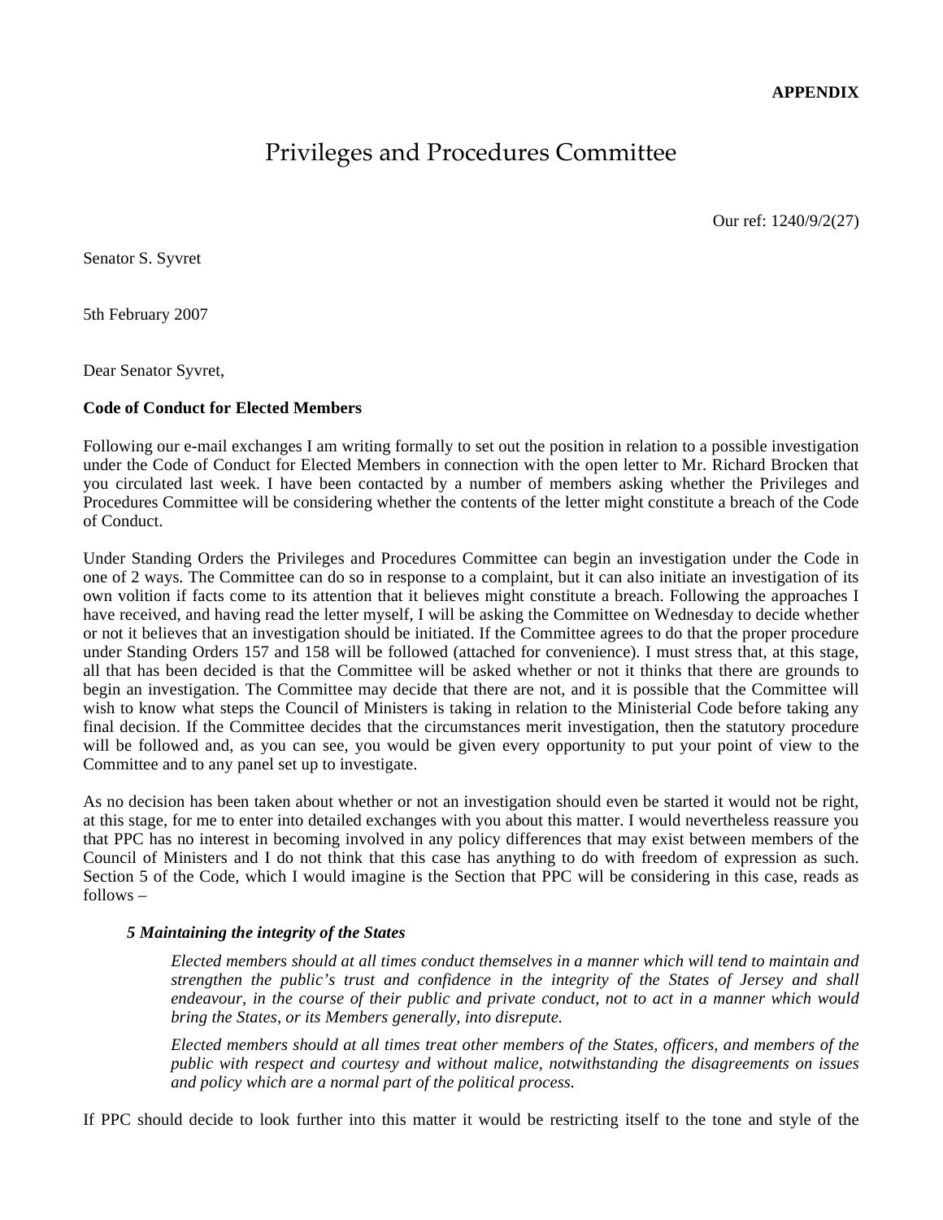**APPENDIX**

# Privileges and Procedures Committee

Our ref: 1240/9/2(27)

Senator S. Syvret

5th February 2007

Dear Senator Syvret,

**Code of Conduct for Elected Members**

Following our e-mail exchanges I am writing formally to set out the position in relation to a possible investigation under the Code of Conduct for Elected Members in connection with the open letter to Mr. Richard Brocken that you circulated last week. I have been contacted by a number of members asking whether the Privileges and Procedures Committee will be considering whether the contents of the letter might constitute a breach of the Code of Conduct.

Under Standing Orders the Privileges and Procedures Committee can begin an investigation under the Code in one of 2 ways. The Committee can do so in response to a complaint, but it can also initiate an investigation of its own volition if facts come to its attention that it believes might constitute a breach. Following the approaches I have received, and having read the letter myself, I will be asking the Committee on Wednesday to decide whether or not it believes that an investigation should be initiated. If the Committee agrees to do that the proper procedure under Standing Orders 157 and 158 will be followed (attached for convenience). I must stress that, at this stage, all that has been decided is that the Committee will be asked whether or not it thinks that there are grounds to begin an investigation. The Committee may decide that there are not, and it is possible that the Committee will wish to know what steps the Council of Ministers is taking in relation to the Ministerial Code before taking any final decision. If the Committee decides that the circumstances merit investigation, then the statutory procedure will be followed and, as you can see, you would be given every opportunity to put your point of view to the Committee and to any panel set up to investigate.

As no decision has been taken about whether or not an investigation should even be started it would not be right, at this stage, for me to enter into detailed exchanges with you about this matter. I would nevertheless reassure you that PPC has no interest in becoming involved in any policy differences that may exist between members of the Council of Ministers and I do not think that this case has anything to do with freedom of expression as such. Section 5 of the Code, which I would imagine is the Section that PPC will be considering in this case, reads as follows –

> ***5 Maintaining the integrity of the States***
>
> *Elected members should at all times conduct themselves in a manner which will tend to maintain and strengthen the public's trust and confidence in the integrity of the States of Jersey and shall endeavour, in the course of their public and private conduct, not to act in a manner which would bring the States, or its Members generally, into disrepute.*
>
> *Elected members should at all times treat other members of the States, officers, and members of the public with respect and courtesy and without malice, notwithstanding the disagreements on issues and policy which are a normal part of the political process.*

If PPC should decide to look further into this matter it would be restricting itself to the tone and style of the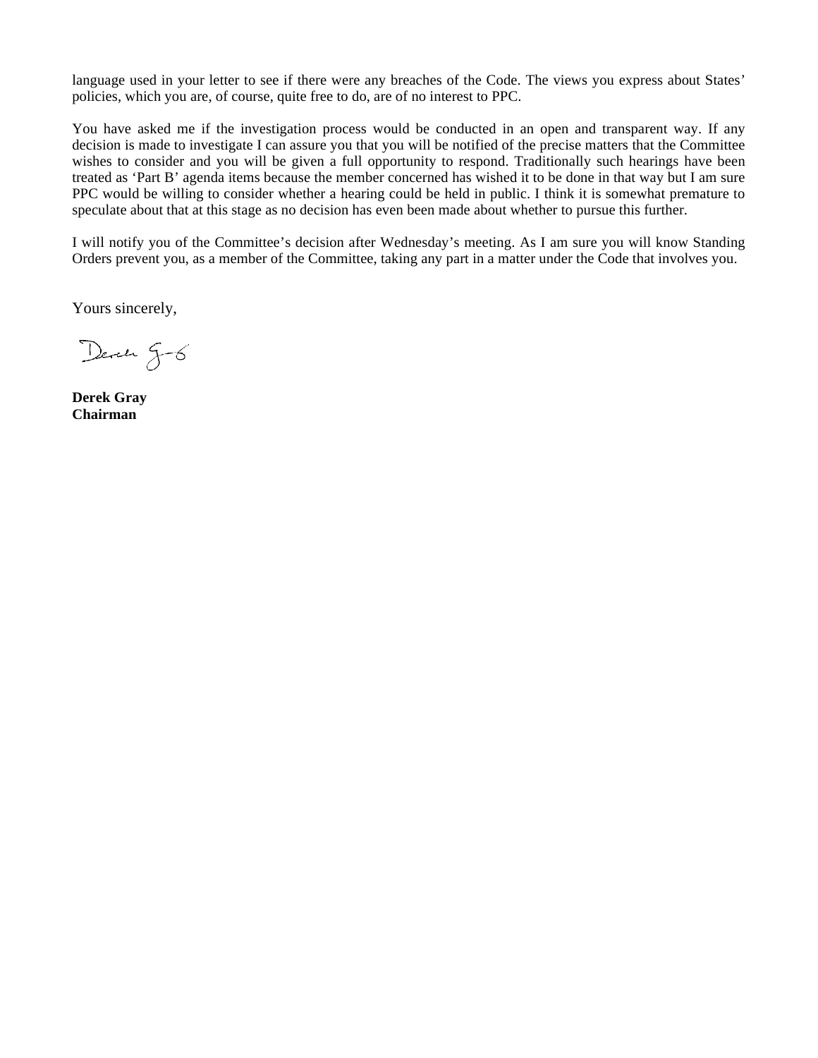language used in your letter to see if there were any breaches of the Code. The views you express about States' policies, which you are, of course, quite free to do, are of no interest to PPC.

You have asked me if the investigation process would be conducted in an open and transparent way. If any decision is made to investigate I can assure you that you will be notified of the precise matters that the Committee wishes to consider and you will be given a full opportunity to respond. Traditionally such hearings have been treated as 'Part B' agenda items because the member concerned has wished it to be done in that way but I am sure PPC would be willing to consider whether a hearing could be held in public. I think it is somewhat premature to speculate about that at this stage as no decision has even been made about whether to pursue this further.

I will notify you of the Committee's decision after Wednesday's meeting. As I am sure you will know Standing Orders prevent you, as a member of the Committee, taking any part in a matter under the Code that involves you.

Yours sincerely,

Derek G-G

**Derek Gray**
**Chairman**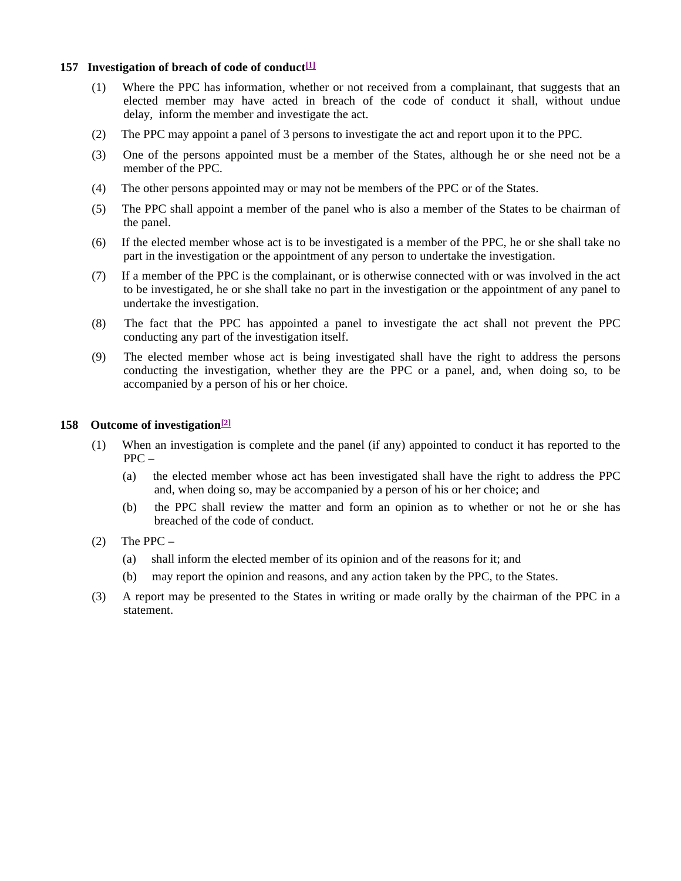### 157 Investigation of breach of code of conduct[1]

(1) Where the PPC has information, whether or not received from a complainant, that suggests that an elected member may have acted in breach of the code of conduct it shall, without undue delay, inform the member and investigate the act.

(2) The PPC may appoint a panel of 3 persons to investigate the act and report upon it to the PPC.

(3) One of the persons appointed must be a member of the States, although he or she need not be a member of the PPC.

(4) The other persons appointed may or may not be members of the PPC or of the States.

(5) The PPC shall appoint a member of the panel who is also a member of the States to be chairman of the panel.

(6) If the elected member whose act is to be investigated is a member of the PPC, he or she shall take no part in the investigation or the appointment of any person to undertake the investigation.

(7) If a member of the PPC is the complainant, or is otherwise connected with or was involved in the act to be investigated, he or she shall take no part in the investigation or the appointment of any panel to undertake the investigation.

(8) The fact that the PPC has appointed a panel to investigate the act shall not prevent the PPC conducting any part of the investigation itself.

(9) The elected member whose act is being investigated shall have the right to address the persons conducting the investigation, whether they are the PPC or a panel, and, when doing so, to be accompanied by a person of his or her choice.

### 158 Outcome of investigation[2]

(1) When an investigation is complete and the panel (if any) appointed to conduct it has reported to the PPC –

(a) the elected member whose act has been investigated shall have the right to address the PPC and, when doing so, may be accompanied by a person of his or her choice; and

(b) the PPC shall review the matter and form an opinion as to whether or not he or she has breached of the code of conduct.

(2) The PPC –

(a) shall inform the elected member of its opinion and of the reasons for it; and

(b) may report the opinion and reasons, and any action taken by the PPC, to the States.

(3) A report may be presented to the States in writing or made orally by the chairman of the PPC in a statement.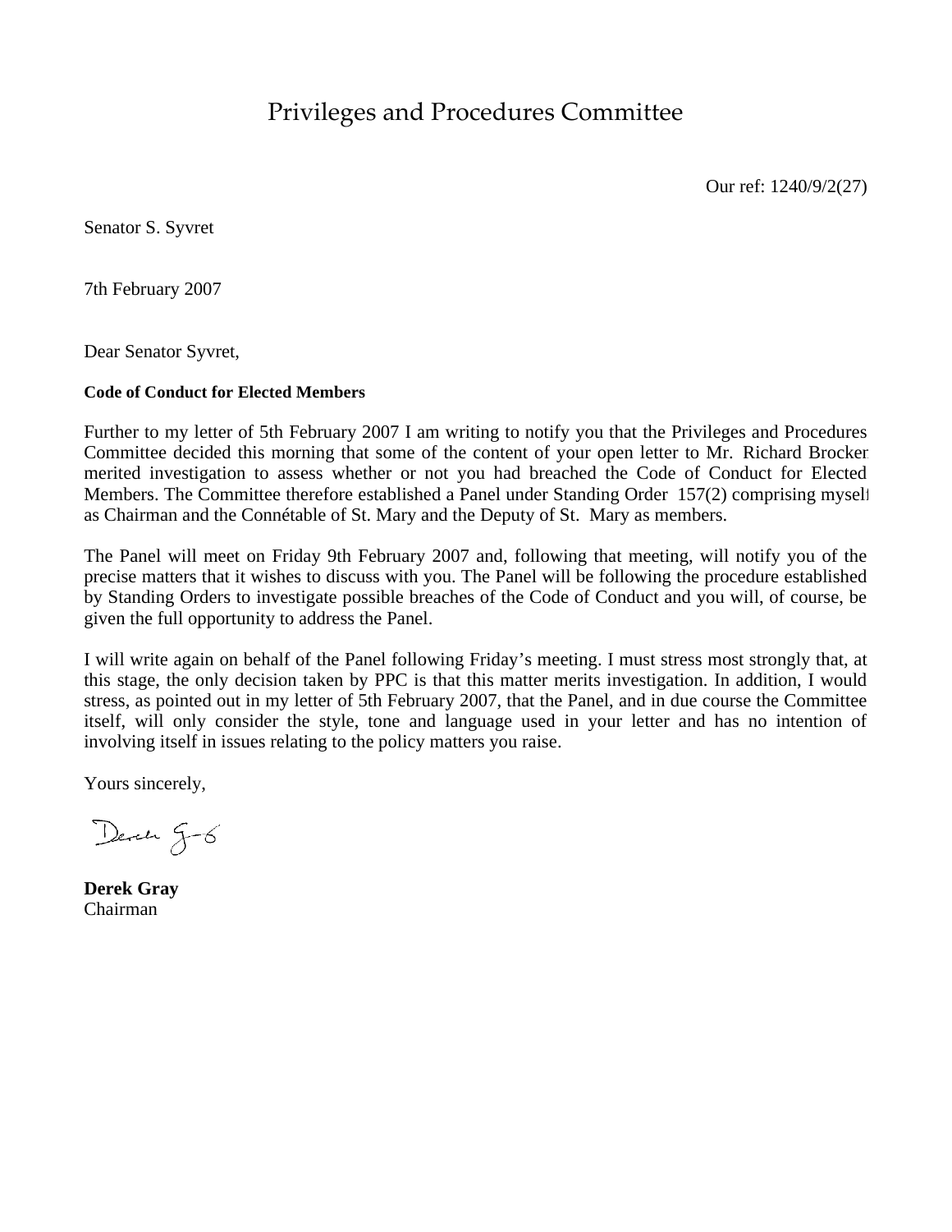# Privileges and Procedures Committee

Our ref: 1240/9/2(27)

Senator S. Syvret

7th February 2007

Dear Senator Syvret,

**Code of Conduct for Elected Members**

Further to my letter of 5th February 2007 I am writing to notify you that the Privileges and Procedures Committee decided this morning that some of the content of your open letter to Mr. Richard Brocker merited investigation to assess whether or not you had breached the Code of Conduct for Elected Members. The Committee therefore established a Panel under Standing Order 157(2) comprising myself as Chairman and the Connétable of St. Mary and the Deputy of St. Mary as members.

The Panel will meet on Friday 9th February 2007 and, following that meeting, will notify you of the precise matters that it wishes to discuss with you. The Panel will be following the procedure established by Standing Orders to investigate possible breaches of the Code of Conduct and you will, of course, be given the full opportunity to address the Panel.

I will write again on behalf of the Panel following Friday's meeting. I must stress most strongly that, at this stage, the only decision taken by PPC is that this matter merits investigation. In addition, I would stress, as pointed out in my letter of 5th February 2007, that the Panel, and in due course the Committee itself, will only consider the style, tone and language used in your letter and has no intention of involving itself in issues relating to the policy matters you raise.

Yours sincerely,

Derek G-G

**Derek Gray**
Chairman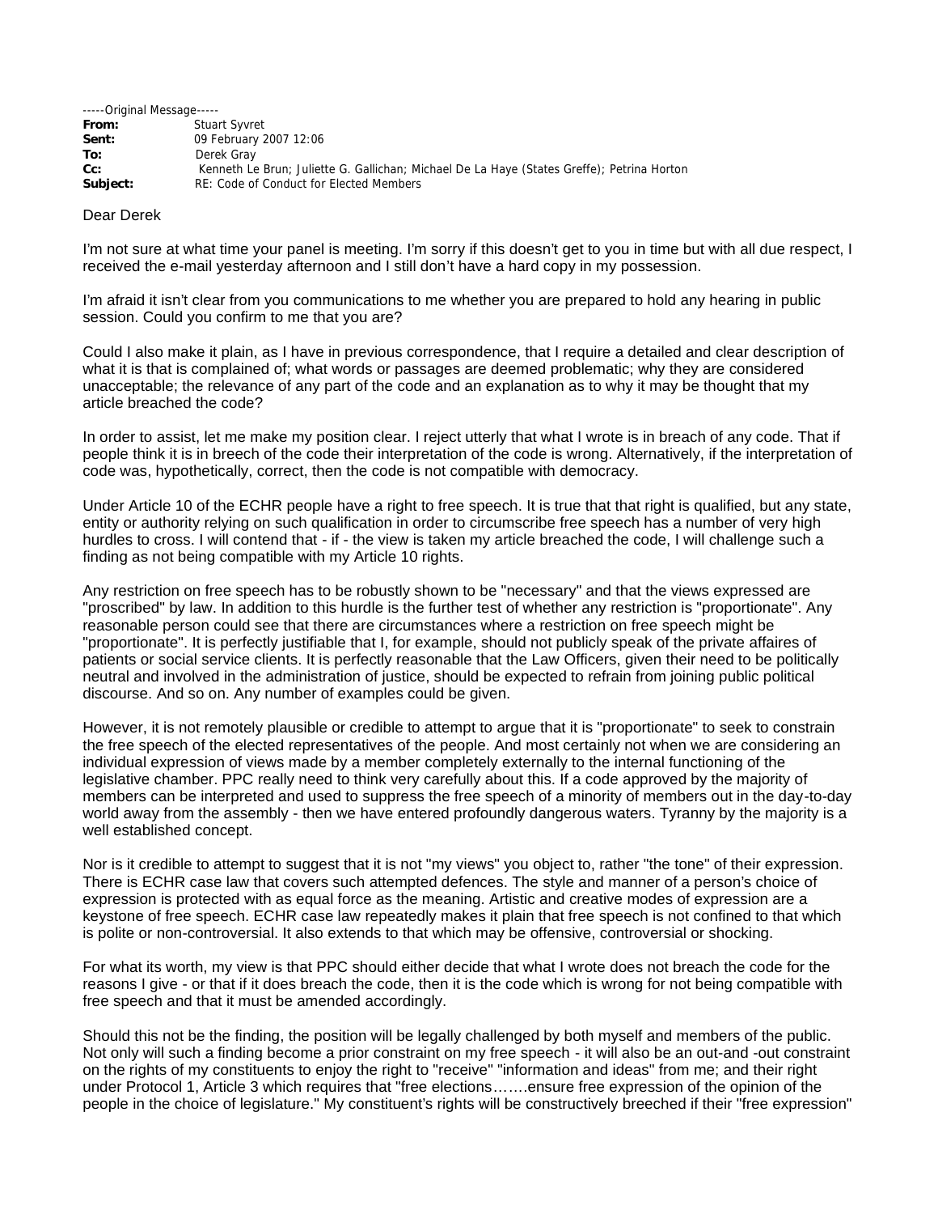-----Original Message-----
**From:** Stuart Syvret
**Sent:** 09 February 2007 12:06
**To:** Derek Gray
**Cc:** Kenneth Le Brun; Juliette G. Gallichan; Michael De La Haye (States Greffe); Petrina Horton
**Subject:** RE: Code of Conduct for Elected Members

Dear Derek

I'm not sure at what time your panel is meeting. I'm sorry if this doesn't get to you in time but with all due respect, I received the e-mail yesterday afternoon and I still don't have a hard copy in my possession.

I'm afraid it isn't clear from you communications to me whether you are prepared to hold any hearing in public session. Could you confirm to me that you are?

Could I also make it plain, as I have in previous correspondence, that I require a detailed and clear description of what it is that is complained of; what words or passages are deemed problematic; why they are considered unacceptable; the relevance of any part of the code and an explanation as to why it may be thought that my article breached the code?

In order to assist, let me make my position clear. I reject utterly that what I wrote is in breach of any code. That if people think it is in breech of the code their interpretation of the code is wrong. Alternatively, if the interpretation of code was, hypothetically, correct, then the code is not compatible with democracy.

Under Article 10 of the ECHR people have a right to free speech. It is true that that right is qualified, but any state, entity or authority relying on such qualification in order to circumscribe free speech has a number of very high hurdles to cross. I will contend that - if - the view is taken my article breached the code, I will challenge such a finding as not being compatible with my Article 10 rights.

Any restriction on free speech has to be robustly shown to be "necessary" and that the views expressed are "proscribed" by law. In addition to this hurdle is the further test of whether any restriction is "proportionate". Any reasonable person could see that there are circumstances where a restriction on free speech might be "proportionate". It is perfectly justifiable that I, for example, should not publicly speak of the private affaires of patients or social service clients. It is perfectly reasonable that the Law Officers, given their need to be politically neutral and involved in the administration of justice, should be expected to refrain from joining public political discourse. And so on. Any number of examples could be given.

However, it is not remotely plausible or credible to attempt to argue that it is "proportionate" to seek to constrain the free speech of the elected representatives of the people. And most certainly not when we are considering an individual expression of views made by a member completely externally to the internal functioning of the legislative chamber. PPC really need to think very carefully about this. If a code approved by the majority of members can be interpreted and used to suppress the free speech of a minority of members out in the day-to-day world away from the assembly - then we have entered profoundly dangerous waters. Tyranny by the majority is a well established concept.

Nor is it credible to attempt to suggest that it is not "my views" you object to, rather "the tone" of their expression. There is ECHR case law that covers such attempted defences. The style and manner of a person's choice of expression is protected with as equal force as the meaning. Artistic and creative modes of expression are a keystone of free speech. ECHR case law repeatedly makes it plain that free speech is not confined to that which is polite or non-controversial. It also extends to that which may be offensive, controversial or shocking.

For what its worth, my view is that PPC should either decide that what I wrote does not breach the code for the reasons I give - or that if it does breach the code, then it is the code which is wrong for not being compatible with free speech and that it must be amended accordingly.

Should this not be the finding, the position will be legally challenged by both myself and members of the public. Not only will such a finding become a prior constraint on my free speech - it will also be an out-and -out constraint on the rights of my constituents to enjoy the right to "receive" "information and ideas" from me; and their right under Protocol 1, Article 3 which requires that "free elections…….ensure free expression of the opinion of the people in the choice of legislature." My constituent's rights will be constructively breeched if their "free expression"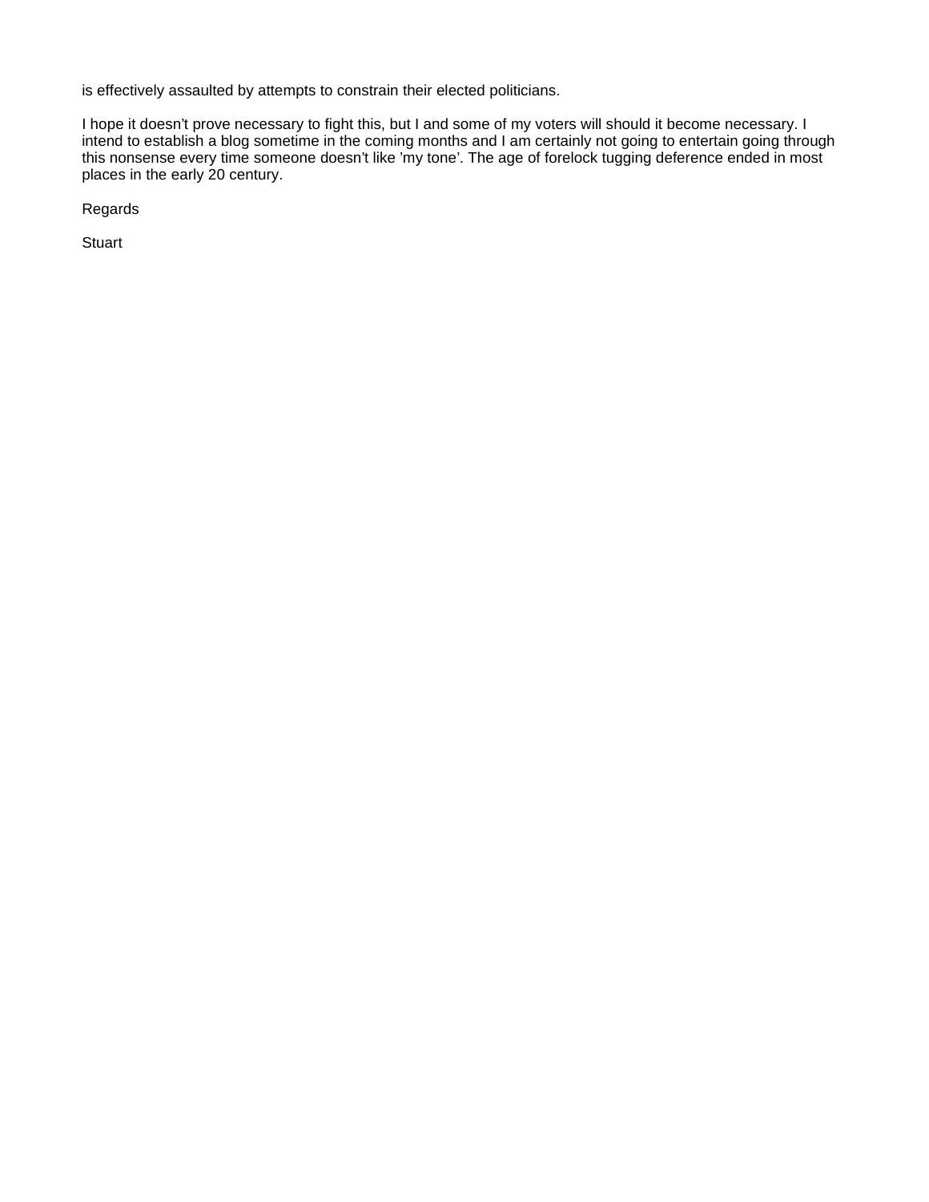is effectively assaulted by attempts to constrain their elected politicians.

I hope it doesn't prove necessary to fight this, but I and some of my voters will should it become necessary. I intend to establish a blog sometime in the coming months and I am certainly not going to entertain going through this nonsense every time someone doesn't like 'my tone'. The age of forelock tugging deference ended in most places in the early 20 century.

Regards

Stuart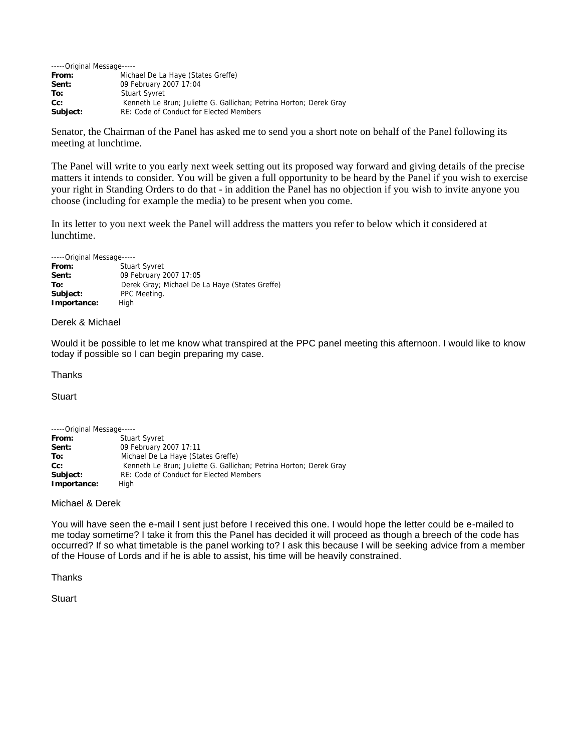-----Original Message-----
**From:** Michael De La Haye (States Greffe)
**Sent:** 09 February 2007 17:04
**To:** Stuart Syvret
**Cc:** Kenneth Le Brun; Juliette G. Gallichan; Petrina Horton; Derek Gray
**Subject:** RE: Code of Conduct for Elected Members

Senator, the Chairman of the Panel has asked me to send you a short note on behalf of the Panel following its meeting at lunchtime.

The Panel will write to you early next week setting out its proposed way forward and giving details of the precise matters it intends to consider. You will be given a full opportunity to be heard by the Panel if you wish to exercise your right in Standing Orders to do that - in addition the Panel has no objection if you wish to invite anyone you choose (including for example the media) to be present when you come.

In its letter to you next week the Panel will address the matters you refer to below which it considered at lunchtime.

-----Original Message-----
**From:** Stuart Syvret
**Sent:** 09 February 2007 17:05
**To:** Derek Gray; Michael De La Haye (States Greffe)
**Subject:** PPC Meeting.
**Importance:** High

Derek & Michael

Would it be possible to let me know what transpired at the PPC panel meeting this afternoon. I would like to know today if possible so I can begin preparing my case.

Thanks

Stuart

-----Original Message-----
**From:** Stuart Syvret
**Sent:** 09 February 2007 17:11
**To:** Michael De La Haye (States Greffe)
**Cc:** Kenneth Le Brun; Juliette G. Gallichan; Petrina Horton; Derek Gray
**Subject:** RE: Code of Conduct for Elected Members
**Importance:** High

Michael & Derek

You will have seen the e-mail I sent just before I received this one. I would hope the letter could be e-mailed to me today sometime? I take it from this the Panel has decided it will proceed as though a breech of the code has occurred? If so what timetable is the panel working to? I ask this because I will be seeking advice from a member of the House of Lords and if he is able to assist, his time will be heavily constrained.

Thanks

Stuart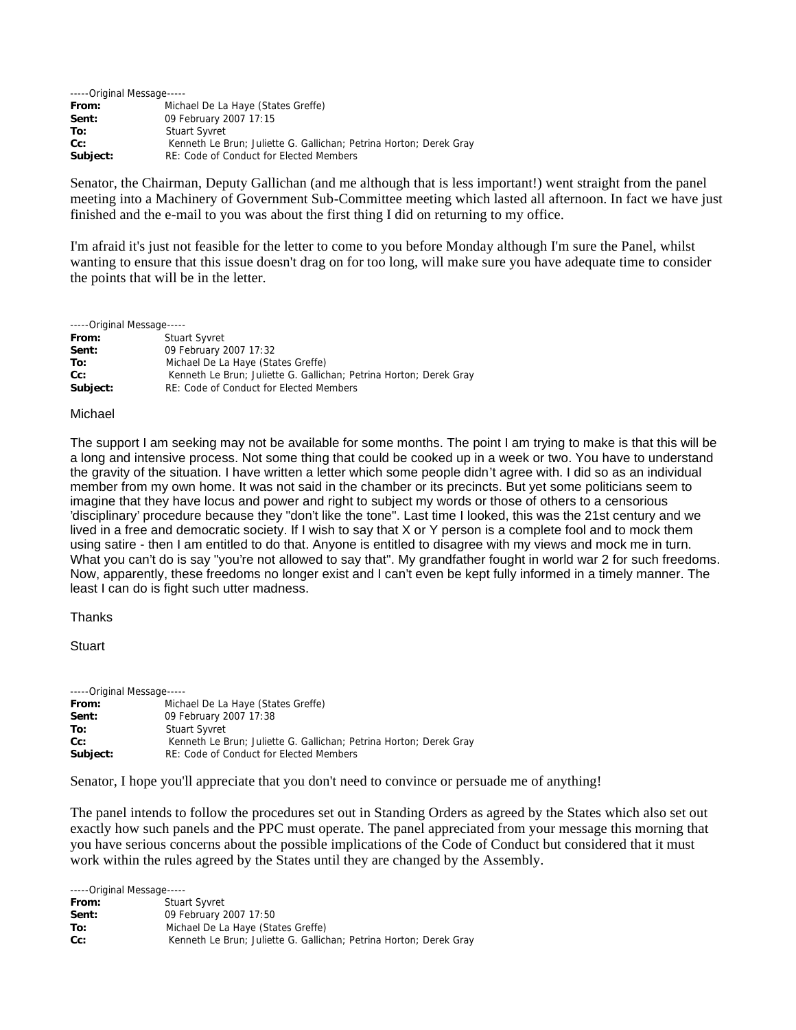-----Original Message-----

**From:** Michael De La Haye (States Greffe)
**Sent:** 09 February 2007 17:15
**To:** Stuart Syvret
**Cc:** Kenneth Le Brun; Juliette G. Gallichan; Petrina Horton; Derek Gray
**Subject:** RE: Code of Conduct for Elected Members

Senator, the Chairman, Deputy Gallichan (and me although that is less important!) went straight from the panel meeting into a Machinery of Government Sub-Committee meeting which lasted all afternoon. In fact we have just finished and the e-mail to you was about the first thing I did on returning to my office.

I'm afraid it's just not feasible for the letter to come to you before Monday although I'm sure the Panel, whilst wanting to ensure that this issue doesn't drag on for too long, will make sure you have adequate time to consider the points that will be in the letter.

-----Original Message-----

**From:** Stuart Syvret
**Sent:** 09 February 2007 17:32
**To:** Michael De La Haye (States Greffe)
**Cc:** Kenneth Le Brun; Juliette G. Gallichan; Petrina Horton; Derek Gray
**Subject:** RE: Code of Conduct for Elected Members

Michael

The support I am seeking may not be available for some months. The point I am trying to make is that this will be a long and intensive process. Not some thing that could be cooked up in a week or two. You have to understand the gravity of the situation. I have written a letter which some people didn't agree with. I did so as an individual member from my own home. It was not said in the chamber or its precincts. But yet some politicians seem to imagine that they have locus and power and right to subject my words or those of others to a censorious 'disciplinary' procedure because they "don't like the tone". Last time I looked, this was the 21st century and we lived in a free and democratic society. If I wish to say that X or Y person is a complete fool and to mock them using satire - then I am entitled to do that. Anyone is entitled to disagree with my views and mock me in turn. What you can't do is say "you're not allowed to say that". My grandfather fought in world war 2 for such freedoms. Now, apparently, these freedoms no longer exist and I can't even be kept fully informed in a timely manner. The least I can do is fight such utter madness.

Thanks

Stuart

-----Original Message-----

**From:** Michael De La Haye (States Greffe)
**Sent:** 09 February 2007 17:38
**To:** Stuart Syvret
**Cc:** Kenneth Le Brun; Juliette G. Gallichan; Petrina Horton; Derek Gray
**Subject:** RE: Code of Conduct for Elected Members

Senator, I hope you'll appreciate that you don't need to convince or persuade me of anything!

The panel intends to follow the procedures set out in Standing Orders as agreed by the States which also set out exactly how such panels and the PPC must operate. The panel appreciated from your message this morning that you have serious concerns about the possible implications of the Code of Conduct but considered that it must work within the rules agreed by the States until they are changed by the Assembly.

-----Original Message-----

**From:** Stuart Syvret
**Sent:** 09 February 2007 17:50
**To:** Michael De La Haye (States Greffe)
**Cc:** Kenneth Le Brun; Juliette G. Gallichan; Petrina Horton; Derek Gray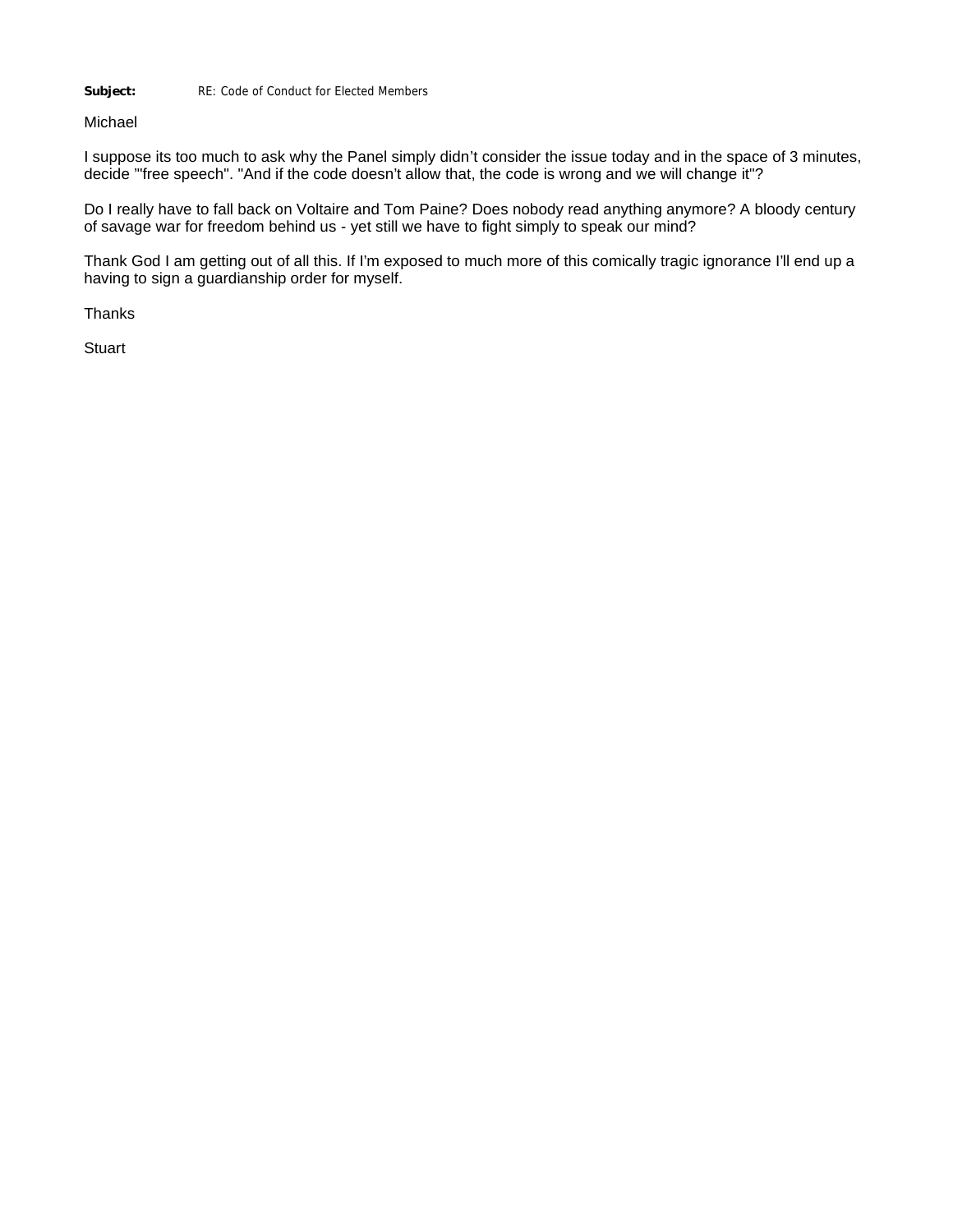**Subject:** RE: Code of Conduct for Elected Members

Michael

I suppose its too much to ask why the Panel simply didn't consider the issue today and in the space of 3 minutes, decide "'free speech". "And if the code doesn't allow that, the code is wrong and we will change it"?

Do I really have to fall back on Voltaire and Tom Paine? Does nobody read anything anymore? A bloody century of savage war for freedom behind us - yet still we have to fight simply to speak our mind?

Thank God I am getting out of all this. If I'm exposed to much more of this comically tragic ignorance I'll end up a having to sign a guardianship order for myself.

Thanks

Stuart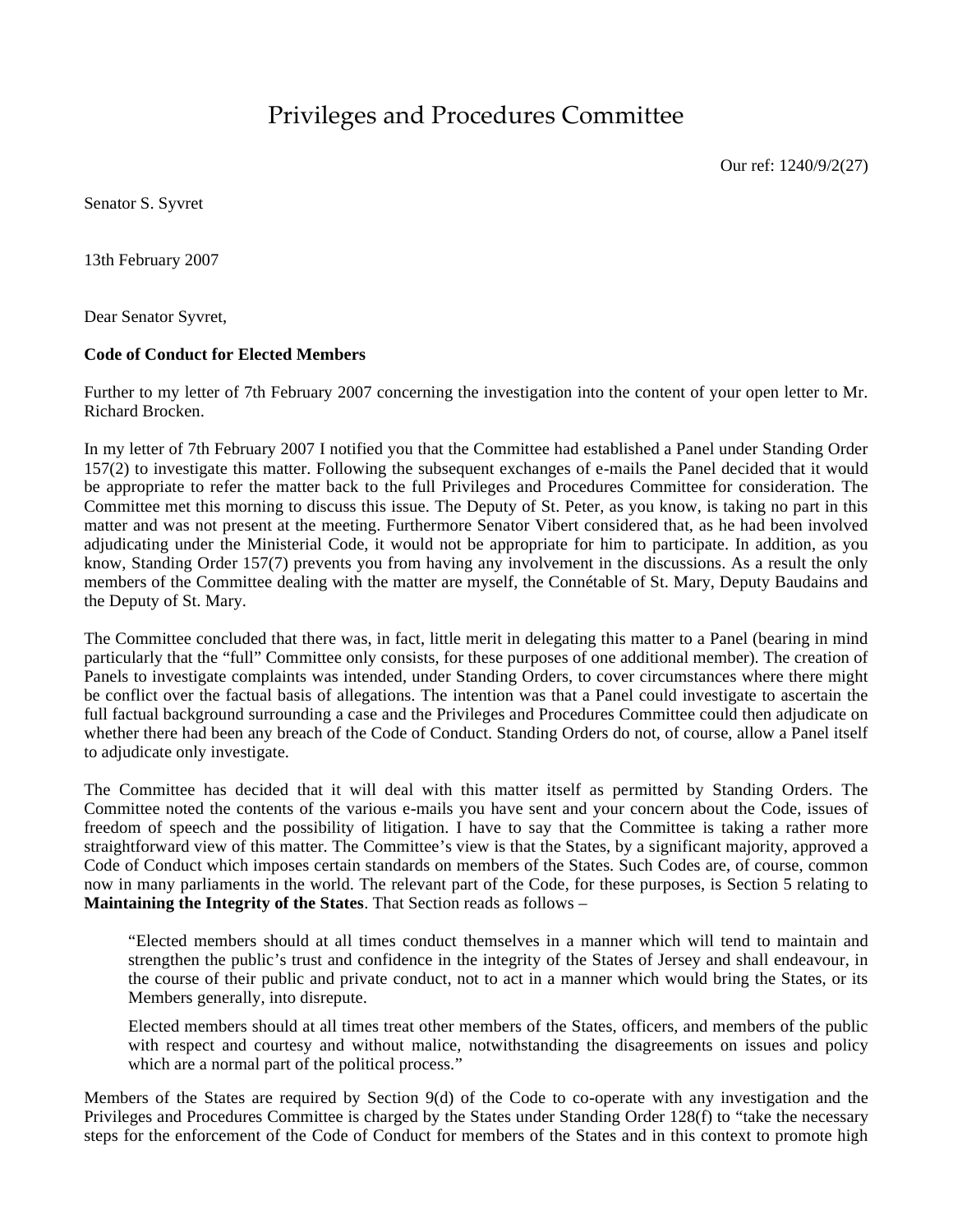# Privileges and Procedures Committee

Our ref: 1240/9/2(27)

Senator S. Syvret

13th February 2007

Dear Senator Syvret,

**Code of Conduct for Elected Members**

Further to my letter of 7th February 2007 concerning the investigation into the content of your open letter to Mr. Richard Brocken.

In my letter of 7th February 2007 I notified you that the Committee had established a Panel under Standing Order 157(2) to investigate this matter. Following the subsequent exchanges of e-mails the Panel decided that it would be appropriate to refer the matter back to the full Privileges and Procedures Committee for consideration. The Committee met this morning to discuss this issue. The Deputy of St. Peter, as you know, is taking no part in this matter and was not present at the meeting. Furthermore Senator Vibert considered that, as he had been involved adjudicating under the Ministerial Code, it would not be appropriate for him to participate. In addition, as you know, Standing Order 157(7) prevents you from having any involvement in the discussions. As a result the only members of the Committee dealing with the matter are myself, the Connétable of St. Mary, Deputy Baudains and the Deputy of St. Mary.

The Committee concluded that there was, in fact, little merit in delegating this matter to a Panel (bearing in mind particularly that the "full" Committee only consists, for these purposes of one additional member). The creation of Panels to investigate complaints was intended, under Standing Orders, to cover circumstances where there might be conflict over the factual basis of allegations. The intention was that a Panel could investigate to ascertain the full factual background surrounding a case and the Privileges and Procedures Committee could then adjudicate on whether there had been any breach of the Code of Conduct. Standing Orders do not, of course, allow a Panel itself to adjudicate only investigate.

The Committee has decided that it will deal with this matter itself as permitted by Standing Orders. The Committee noted the contents of the various e-mails you have sent and your concern about the Code, issues of freedom of speech and the possibility of litigation. I have to say that the Committee is taking a rather more straightforward view of this matter. The Committee's view is that the States, by a significant majority, approved a Code of Conduct which imposes certain standards on members of the States. Such Codes are, of course, common now in many parliaments in the world. The relevant part of the Code, for these purposes, is Section 5 relating to **Maintaining the Integrity of the States**. That Section reads as follows –

> "Elected members should at all times conduct themselves in a manner which will tend to maintain and strengthen the public's trust and confidence in the integrity of the States of Jersey and shall endeavour, in the course of their public and private conduct, not to act in a manner which would bring the States, or its Members generally, into disrepute.
>
> Elected members should at all times treat other members of the States, officers, and members of the public with respect and courtesy and without malice, notwithstanding the disagreements on issues and policy which are a normal part of the political process."

Members of the States are required by Section 9(d) of the Code to co-operate with any investigation and the Privileges and Procedures Committee is charged by the States under Standing Order 128(f) to "take the necessary steps for the enforcement of the Code of Conduct for members of the States and in this context to promote high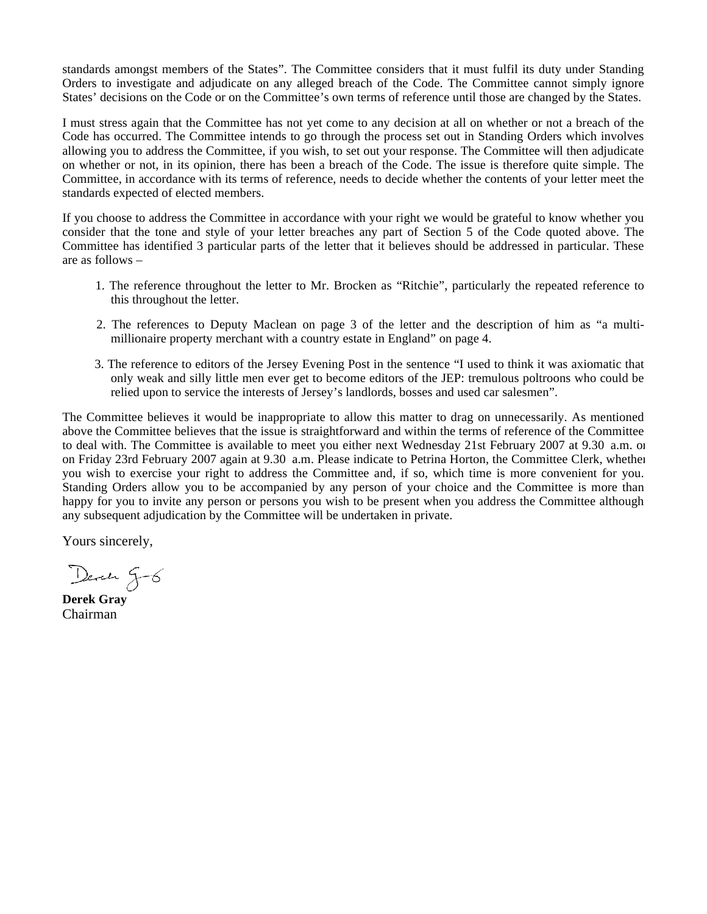standards amongst members of the States". The Committee considers that it must fulfil its duty under Standing Orders to investigate and adjudicate on any alleged breach of the Code. The Committee cannot simply ignore States' decisions on the Code or on the Committee's own terms of reference until those are changed by the States.

I must stress again that the Committee has not yet come to any decision at all on whether or not a breach of the Code has occurred. The Committee intends to go through the process set out in Standing Orders which involves allowing you to address the Committee, if you wish, to set out your response. The Committee will then adjudicate on whether or not, in its opinion, there has been a breach of the Code. The issue is therefore quite simple. The Committee, in accordance with its terms of reference, needs to decide whether the contents of your letter meet the standards expected of elected members.

If you choose to address the Committee in accordance with your right we would be grateful to know whether you consider that the tone and style of your letter breaches any part of Section 5 of the Code quoted above. The Committee has identified 3 particular parts of the letter that it believes should be addressed in particular. These are as follows –

1. The reference throughout the letter to Mr. Brocken as "Ritchie", particularly the repeated reference to this throughout the letter.
2. The references to Deputy Maclean on page 3 of the letter and the description of him as "a multi-millionaire property merchant with a country estate in England" on page 4.
3. The reference to editors of the Jersey Evening Post in the sentence "I used to think it was axiomatic that only weak and silly little men ever get to become editors of the JEP: tremulous poltroons who could be relied upon to service the interests of Jersey's landlords, bosses and used car salesmen".

The Committee believes it would be inappropriate to allow this matter to drag on unnecessarily. As mentioned above the Committee believes that the issue is straightforward and within the terms of reference of the Committee to deal with. The Committee is available to meet you either next Wednesday 21st February 2007 at 9.30 a.m. or on Friday 23rd February 2007 again at 9.30 a.m. Please indicate to Petrina Horton, the Committee Clerk, whether you wish to exercise your right to address the Committee and, if so, which time is more convenient for you. Standing Orders allow you to be accompanied by any person of your choice and the Committee is more than happy for you to invite any person or persons you wish to be present when you address the Committee although any subsequent adjudication by the Committee will be undertaken in private.

Yours sincerely,

**Derek Gray**
Chairman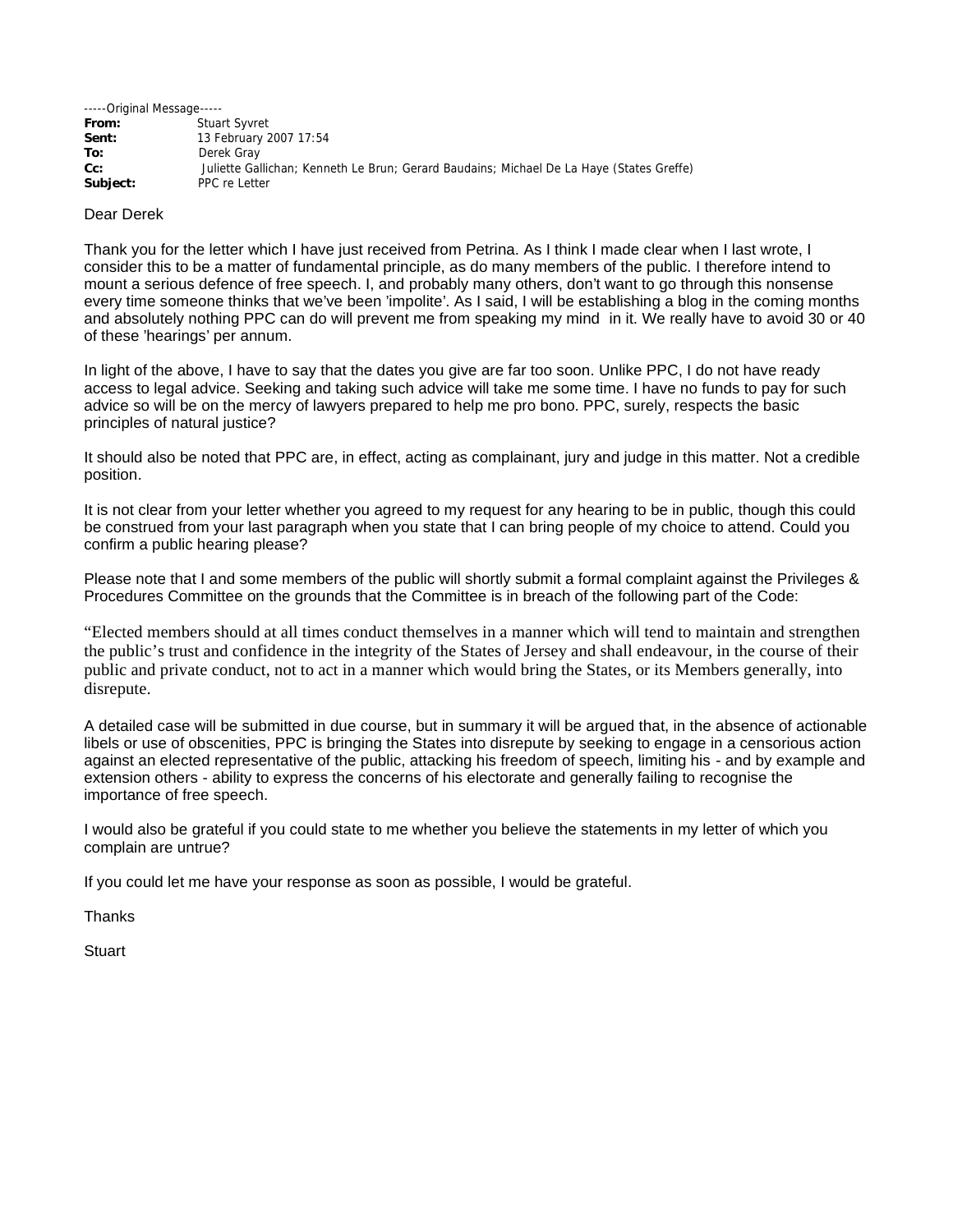-----Original Message-----

**From:** Stuart Syvret
**Sent:** 13 February 2007 17:54
**To:** Derek Gray
**Cc:** Juliette Gallichan; Kenneth Le Brun; Gerard Baudains; Michael De La Haye (States Greffe)
**Subject:** PPC re Letter

Dear Derek

Thank you for the letter which I have just received from Petrina. As I think I made clear when I last wrote, I consider this to be a matter of fundamental principle, as do many members of the public. I therefore intend to mount a serious defence of free speech. I, and probably many others, don't want to go through this nonsense every time someone thinks that we've been 'impolite'. As I said, I will be establishing a blog in the coming months and absolutely nothing PPC can do will prevent me from speaking my mind in it. We really have to avoid 30 or 40 of these 'hearings' per annum.

In light of the above, I have to say that the dates you give are far too soon. Unlike PPC, I do not have ready access to legal advice. Seeking and taking such advice will take me some time. I have no funds to pay for such advice so will be on the mercy of lawyers prepared to help me pro bono. PPC, surely, respects the basic principles of natural justice?

It should also be noted that PPC are, in effect, acting as complainant, jury and judge in this matter. Not a credible position.

It is not clear from your letter whether you agreed to my request for any hearing to be in public, though this could be construed from your last paragraph when you state that I can bring people of my choice to attend. Could you confirm a public hearing please?

Please note that I and some members of the public will shortly submit a formal complaint against the Privileges & Procedures Committee on the grounds that the Committee is in breach of the following part of the Code:

"Elected members should at all times conduct themselves in a manner which will tend to maintain and strengthen the public's trust and confidence in the integrity of the States of Jersey and shall endeavour, in the course of their public and private conduct, not to act in a manner which would bring the States, or its Members generally, into disrepute.

A detailed case will be submitted in due course, but in summary it will be argued that, in the absence of actionable libels or use of obscenities, PPC is bringing the States into disrepute by seeking to engage in a censorious action against an elected representative of the public, attacking his freedom of speech, limiting his - and by example and extension others - ability to express the concerns of his electorate and generally failing to recognise the importance of free speech.

I would also be grateful if you could state to me whether you believe the statements in my letter of which you complain are untrue?

If you could let me have your response as soon as possible, I would be grateful.

Thanks

Stuart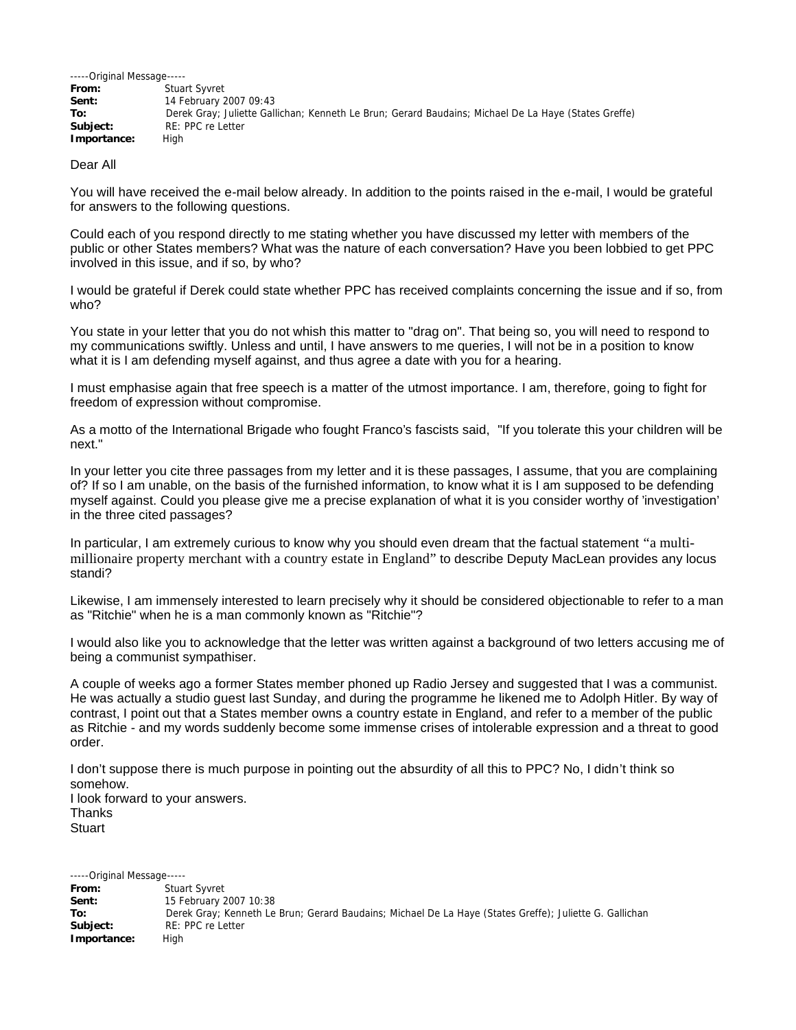-----Original Message-----
**From:** Stuart Syvret
**Sent:** 14 February 2007 09:43
**To:** Derek Gray; Juliette Gallichan; Kenneth Le Brun; Gerard Baudains; Michael De La Haye (States Greffe)
**Subject:** RE: PPC re Letter
**Importance:** High

Dear All

You will have received the e-mail below already. In addition to the points raised in the e-mail, I would be grateful for answers to the following questions.

Could each of you respond directly to me stating whether you have discussed my letter with members of the public or other States members? What was the nature of each conversation? Have you been lobbied to get PPC involved in this issue, and if so, by who?

I would be grateful if Derek could state whether PPC has received complaints concerning the issue and if so, from who?

You state in your letter that you do not whish this matter to "drag on". That being so, you will need to respond to my communications swiftly. Unless and until, I have answers to me queries, I will not be in a position to know what it is I am defending myself against, and thus agree a date with you for a hearing.

I must emphasise again that free speech is a matter of the utmost importance. I am, therefore, going to fight for freedom of expression without compromise.

As a motto of the International Brigade who fought Franco's fascists said, "If you tolerate this your children will be next."

In your letter you cite three passages from my letter and it is these passages, I assume, that you are complaining of? If so I am unable, on the basis of the furnished information, to know what it is I am supposed to be defending myself against. Could you please give me a precise explanation of what it is you consider worthy of 'investigation' in the three cited passages?

In particular, I am extremely curious to know why you should even dream that the factual statement "a multi-millionaire property merchant with a country estate in England" to describe Deputy MacLean provides any locus standi?

Likewise, I am immensely interested to learn precisely why it should be considered objectionable to refer to a man as "Ritchie" when he is a man commonly known as "Ritchie"?

I would also like you to acknowledge that the letter was written against a background of two letters accusing me of being a communist sympathiser.

A couple of weeks ago a former States member phoned up Radio Jersey and suggested that I was a communist. He was actually a studio guest last Sunday, and during the programme he likened me to Adolph Hitler. By way of contrast, I point out that a States member owns a country estate in England, and refer to a member of the public as Ritchie - and my words suddenly become some immense crises of intolerable expression and a threat to good order.

I don't suppose there is much purpose in pointing out the absurdity of all this to PPC? No, I didn't think so somehow.
I look forward to your answers.
Thanks
Stuart

-----Original Message-----
**From:** Stuart Syvret
**Sent:** 15 February 2007 10:38
**To:** Derek Gray; Kenneth Le Brun; Gerard Baudains; Michael De La Haye (States Greffe); Juliette G. Gallichan
**Subject:** RE: PPC re Letter
**Importance:** High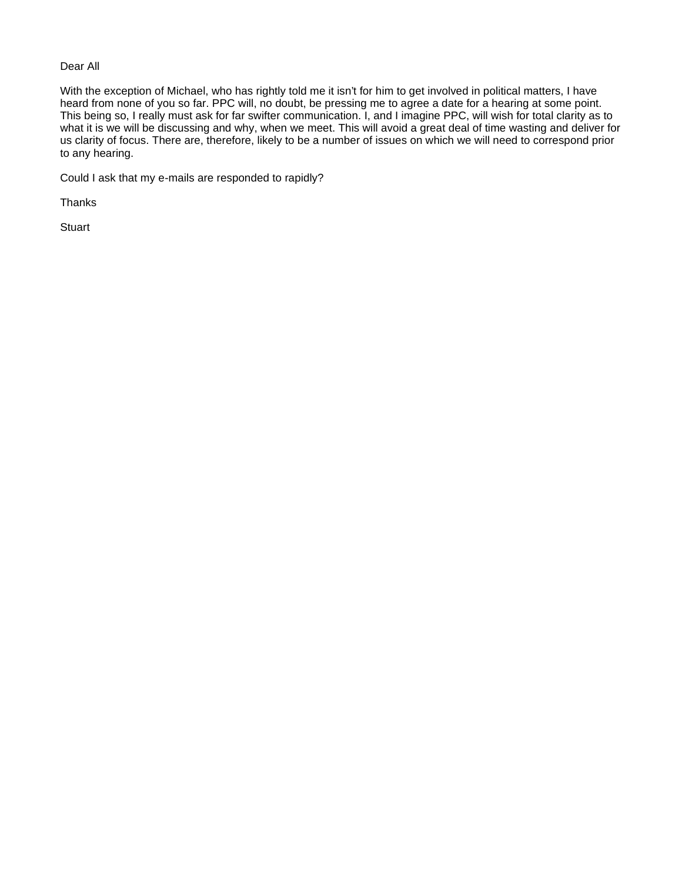Dear All

With the exception of Michael, who has rightly told me it isn't for him to get involved in political matters, I have heard from none of you so far. PPC will, no doubt, be pressing me to agree a date for a hearing at some point. This being so, I really must ask for far swifter communication. I, and I imagine PPC, will wish for total clarity as to what it is we will be discussing and why, when we meet. This will avoid a great deal of time wasting and deliver for us clarity of focus. There are, therefore, likely to be a number of issues on which we will need to correspond prior to any hearing.

Could I ask that my e-mails are responded to rapidly?

Thanks

Stuart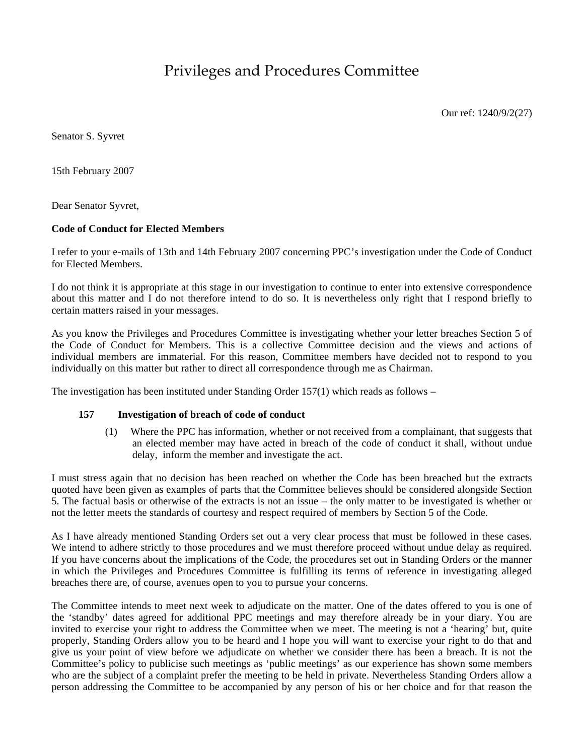# Privileges and Procedures Committee

Our ref: 1240/9/2(27)

Senator S. Syvret

15th February 2007

Dear Senator Syvret,

**Code of Conduct for Elected Members**

I refer to your e-mails of 13th and 14th February 2007 concerning PPC's investigation under the Code of Conduct for Elected Members.

I do not think it is appropriate at this stage in our investigation to continue to enter into extensive correspondence about this matter and I do not therefore intend to do so. It is nevertheless only right that I respond briefly to certain matters raised in your messages.

As you know the Privileges and Procedures Committee is investigating whether your letter breaches Section 5 of the Code of Conduct for Members. This is a collective Committee decision and the views and actions of individual members are immaterial. For this reason, Committee members have decided not to respond to you individually on this matter but rather to direct all correspondence through me as Chairman.

The investigation has been instituted under Standing Order 157(1) which reads as follows –

> **157 Investigation of breach of code of conduct**
>
> (1) Where the PPC has information, whether or not received from a complainant, that suggests that an elected member may have acted in breach of the code of conduct it shall, without undue delay, inform the member and investigate the act.

I must stress again that no decision has been reached on whether the Code has been breached but the extracts quoted have been given as examples of parts that the Committee believes should be considered alongside Section 5. The factual basis or otherwise of the extracts is not an issue – the only matter to be investigated is whether or not the letter meets the standards of courtesy and respect required of members by Section 5 of the Code.

As I have already mentioned Standing Orders set out a very clear process that must be followed in these cases. We intend to adhere strictly to those procedures and we must therefore proceed without undue delay as required. If you have concerns about the implications of the Code, the procedures set out in Standing Orders or the manner in which the Privileges and Procedures Committee is fulfilling its terms of reference in investigating alleged breaches there are, of course, avenues open to you to pursue your concerns.

The Committee intends to meet next week to adjudicate on the matter. One of the dates offered to you is one of the 'standby' dates agreed for additional PPC meetings and may therefore already be in your diary. You are invited to exercise your right to address the Committee when we meet. The meeting is not a 'hearing' but, quite properly, Standing Orders allow you to be heard and I hope you will want to exercise your right to do that and give us your point of view before we adjudicate on whether we consider there has been a breach. It is not the Committee's policy to publicise such meetings as 'public meetings' as our experience has shown some members who are the subject of a complaint prefer the meeting to be held in private. Nevertheless Standing Orders allow a person addressing the Committee to be accompanied by any person of his or her choice and for that reason the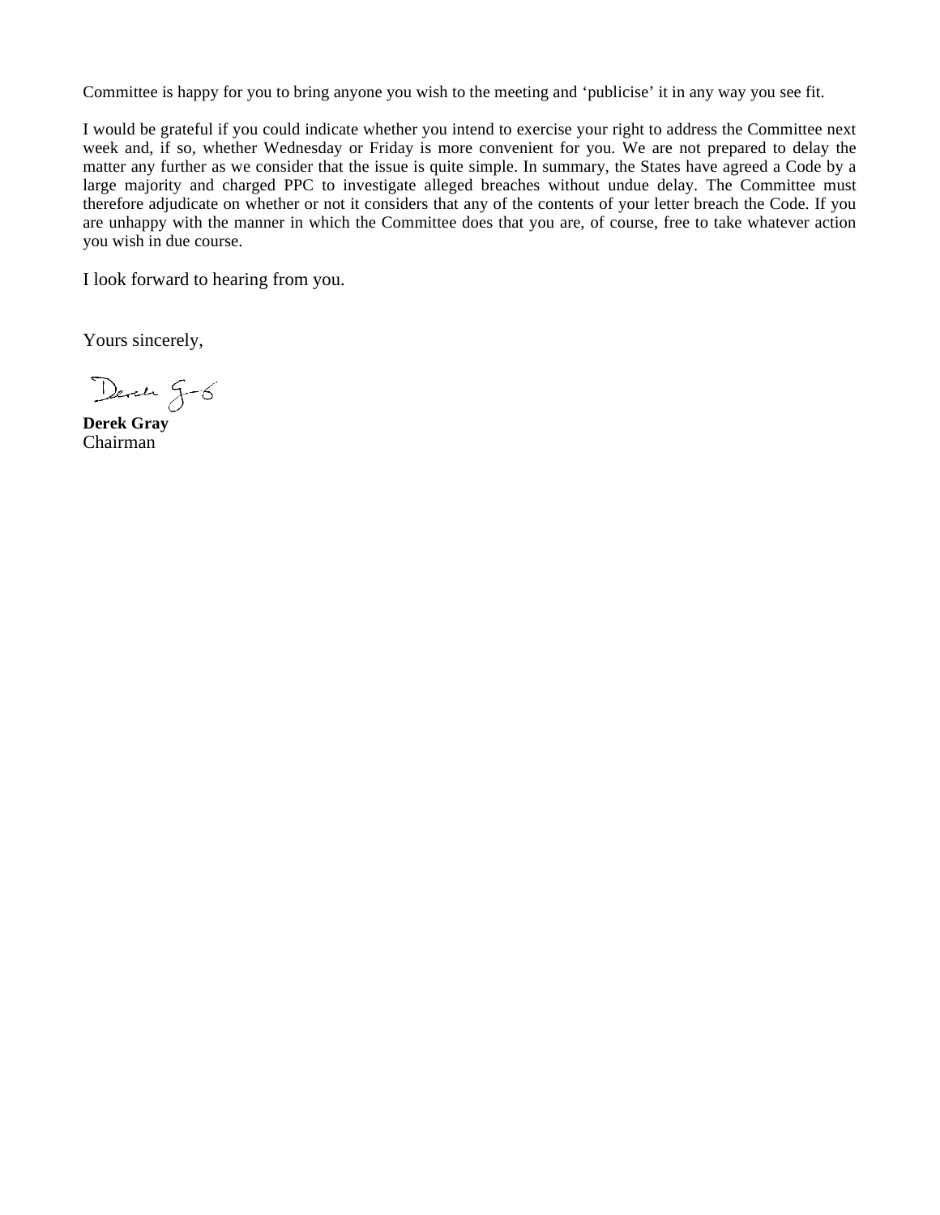Committee is happy for you to bring anyone you wish to the meeting and 'publicise' it in any way you see fit.

I would be grateful if you could indicate whether you intend to exercise your right to address the Committee next week and, if so, whether Wednesday or Friday is more convenient for you. We are not prepared to delay the matter any further as we consider that the issue is quite simple. In summary, the States have agreed a Code by a large majority and charged PPC to investigate alleged breaches without undue delay. The Committee must therefore adjudicate on whether or not it considers that any of the contents of your letter breach the Code. If you are unhappy with the manner in which the Committee does that you are, of course, free to take whatever action you wish in due course.

I look forward to hearing from you.

Yours sincerely,

**Derek Gray**
Chairman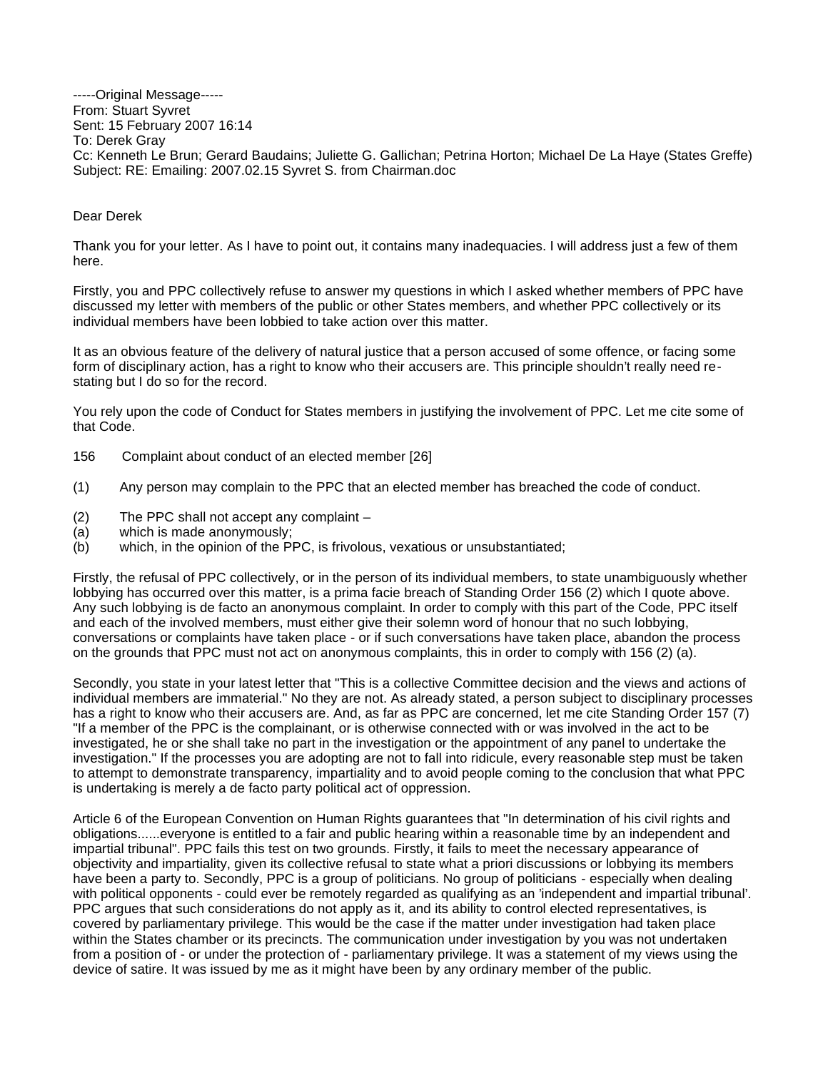-----Original Message-----
From: Stuart Syvret
Sent: 15 February 2007 16:14
To: Derek Gray
Cc: Kenneth Le Brun; Gerard Baudains; Juliette G. Gallichan; Petrina Horton; Michael De La Haye (States Greffe)
Subject: RE: Emailing: 2007.02.15 Syvret S. from Chairman.doc

Dear Derek

Thank you for your letter. As I have to point out, it contains many inadequacies. I will address just a few of them here.

Firstly, you and PPC collectively refuse to answer my questions in which I asked whether members of PPC have discussed my letter with members of the public or other States members, and whether PPC collectively or its individual members have been lobbied to take action over this matter.

It as an obvious feature of the delivery of natural justice that a person accused of some offence, or facing some form of disciplinary action, has a right to know who their accusers are. This principle shouldn't really need re-stating but I do so for the record.

You rely upon the code of Conduct for States members in justifying the involvement of PPC. Let me cite some of that Code.

156 Complaint about conduct of an elected member [26]

(1) Any person may complain to the PPC that an elected member has breached the code of conduct.

(2) The PPC shall not accept any complaint –
(a) which is made anonymously;
(b) which, in the opinion of the PPC, is frivolous, vexatious or unsubstantiated;

Firstly, the refusal of PPC collectively, or in the person of its individual members, to state unambiguously whether lobbying has occurred over this matter, is a prima facie breach of Standing Order 156 (2) which I quote above. Any such lobbying is de facto an anonymous complaint. In order to comply with this part of the Code, PPC itself and each of the involved members, must either give their solemn word of honour that no such lobbying, conversations or complaints have taken place - or if such conversations have taken place, abandon the process on the grounds that PPC must not act on anonymous complaints, this in order to comply with 156 (2) (a).

Secondly, you state in your latest letter that "This is a collective Committee decision and the views and actions of individual members are immaterial." No they are not. As already stated, a person subject to disciplinary processes has a right to know who their accusers are. And, as far as PPC are concerned, let me cite Standing Order 157 (7) "If a member of the PPC is the complainant, or is otherwise connected with or was involved in the act to be investigated, he or she shall take no part in the investigation or the appointment of any panel to undertake the investigation." If the processes you are adopting are not to fall into ridicule, every reasonable step must be taken to attempt to demonstrate transparency, impartiality and to avoid people coming to the conclusion that what PPC is undertaking is merely a de facto party political act of oppression.

Article 6 of the European Convention on Human Rights guarantees that "In determination of his civil rights and obligations......everyone is entitled to a fair and public hearing within a reasonable time by an independent and impartial tribunal". PPC fails this test on two grounds. Firstly, it fails to meet the necessary appearance of objectivity and impartiality, given its collective refusal to state what a priori discussions or lobbying its members have been a party to. Secondly, PPC is a group of politicians. No group of politicians - especially when dealing with political opponents - could ever be remotely regarded as qualifying as an 'independent and impartial tribunal'. PPC argues that such considerations do not apply as it, and its ability to control elected representatives, is covered by parliamentary privilege. This would be the case if the matter under investigation had taken place within the States chamber or its precincts. The communication under investigation by you was not undertaken from a position of - or under the protection of - parliamentary privilege. It was a statement of my views using the device of satire. It was issued by me as it might have been by any ordinary member of the public.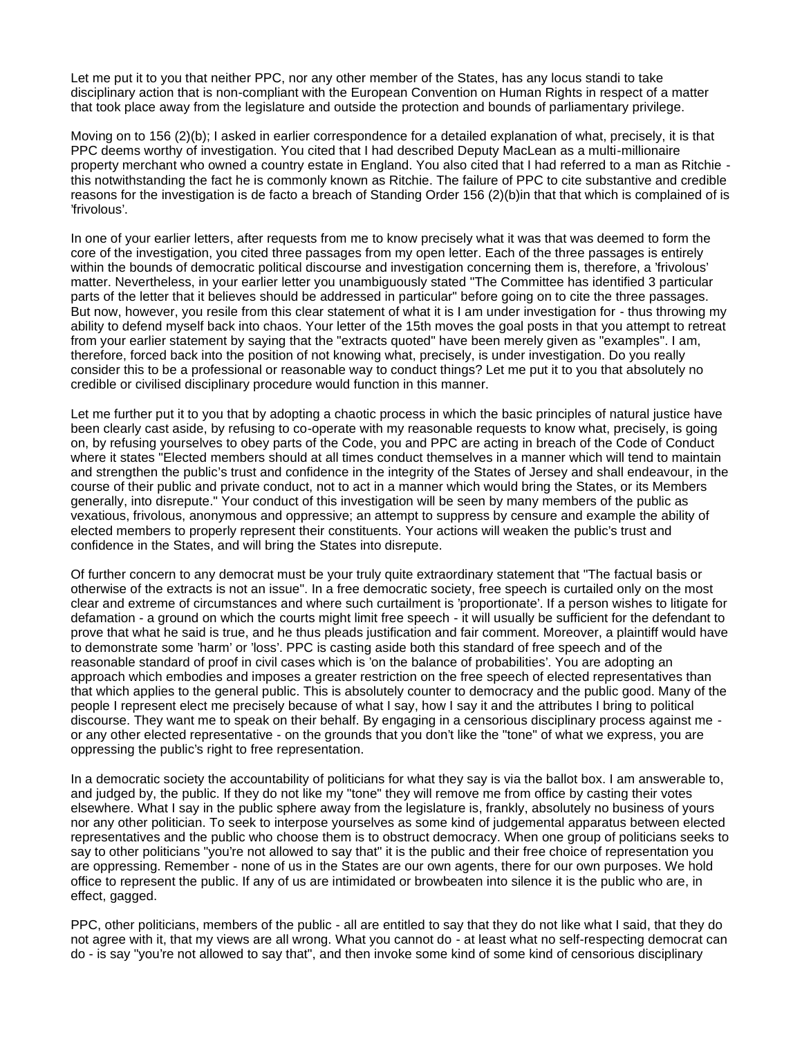Let me put it to you that neither PPC, nor any other member of the States, has any locus standi to take disciplinary action that is non-compliant with the European Convention on Human Rights in respect of a matter that took place away from the legislature and outside the protection and bounds of parliamentary privilege.

Moving on to 156 (2)(b); I asked in earlier correspondence for a detailed explanation of what, precisely, it is that PPC deems worthy of investigation. You cited that I had described Deputy MacLean as a multi-millionaire property merchant who owned a country estate in England. You also cited that I had referred to a man as Ritchie - this notwithstanding the fact he is commonly known as Ritchie. The failure of PPC to cite substantive and credible reasons for the investigation is de facto a breach of Standing Order 156 (2)(b)in that that which is complained of is 'frivolous'.

In one of your earlier letters, after requests from me to know precisely what it was that was deemed to form the core of the investigation, you cited three passages from my open letter. Each of the three passages is entirely within the bounds of democratic political discourse and investigation concerning them is, therefore, a 'frivolous' matter. Nevertheless, in your earlier letter you unambiguously stated "The Committee has identified 3 particular parts of the letter that it believes should be addressed in particular" before going on to cite the three passages. But now, however, you resile from this clear statement of what it is I am under investigation for - thus throwing my ability to defend myself back into chaos. Your letter of the 15th moves the goal posts in that you attempt to retreat from your earlier statement by saying that the "extracts quoted" have been merely given as "examples". I am, therefore, forced back into the position of not knowing what, precisely, is under investigation. Do you really consider this to be a professional or reasonable way to conduct things? Let me put it to you that absolutely no credible or civilised disciplinary procedure would function in this manner.

Let me further put it to you that by adopting a chaotic process in which the basic principles of natural justice have been clearly cast aside, by refusing to co-operate with my reasonable requests to know what, precisely, is going on, by refusing yourselves to obey parts of the Code, you and PPC are acting in breach of the Code of Conduct where it states "Elected members should at all times conduct themselves in a manner which will tend to maintain and strengthen the public's trust and confidence in the integrity of the States of Jersey and shall endeavour, in the course of their public and private conduct, not to act in a manner which would bring the States, or its Members generally, into disrepute." Your conduct of this investigation will be seen by many members of the public as vexatious, frivolous, anonymous and oppressive; an attempt to suppress by censure and example the ability of elected members to properly represent their constituents. Your actions will weaken the public's trust and confidence in the States, and will bring the States into disrepute.

Of further concern to any democrat must be your truly quite extraordinary statement that "The factual basis or otherwise of the extracts is not an issue". In a free democratic society, free speech is curtailed only on the most clear and extreme of circumstances and where such curtailment is 'proportionate'. If a person wishes to litigate for defamation - a ground on which the courts might limit free speech - it will usually be sufficient for the defendant to prove that what he said is true, and he thus pleads justification and fair comment. Moreover, a plaintiff would have to demonstrate some 'harm' or 'loss'. PPC is casting aside both this standard of free speech and of the reasonable standard of proof in civil cases which is 'on the balance of probabilities'. You are adopting an approach which embodies and imposes a greater restriction on the free speech of elected representatives than that which applies to the general public. This is absolutely counter to democracy and the public good. Many of the people I represent elect me precisely because of what I say, how I say it and the attributes I bring to political discourse. They want me to speak on their behalf. By engaging in a censorious disciplinary process against me - or any other elected representative - on the grounds that you don't like the "tone" of what we express, you are oppressing the public's right to free representation.

In a democratic society the accountability of politicians for what they say is via the ballot box. I am answerable to, and judged by, the public. If they do not like my "tone" they will remove me from office by casting their votes elsewhere. What I say in the public sphere away from the legislature is, frankly, absolutely no business of yours nor any other politician. To seek to interpose yourselves as some kind of judgemental apparatus between elected representatives and the public who choose them is to obstruct democracy. When one group of politicians seeks to say to other politicians "you're not allowed to say that" it is the public and their free choice of representation you are oppressing. Remember - none of us in the States are our own agents, there for our own purposes. We hold office to represent the public. If any of us are intimidated or browbeaten into silence it is the public who are, in effect, gagged.

PPC, other politicians, members of the public - all are entitled to say that they do not like what I said, that they do not agree with it, that my views are all wrong. What you cannot do - at least what no self-respecting democrat can do - is say "you're not allowed to say that", and then invoke some kind of some kind of censorious disciplinary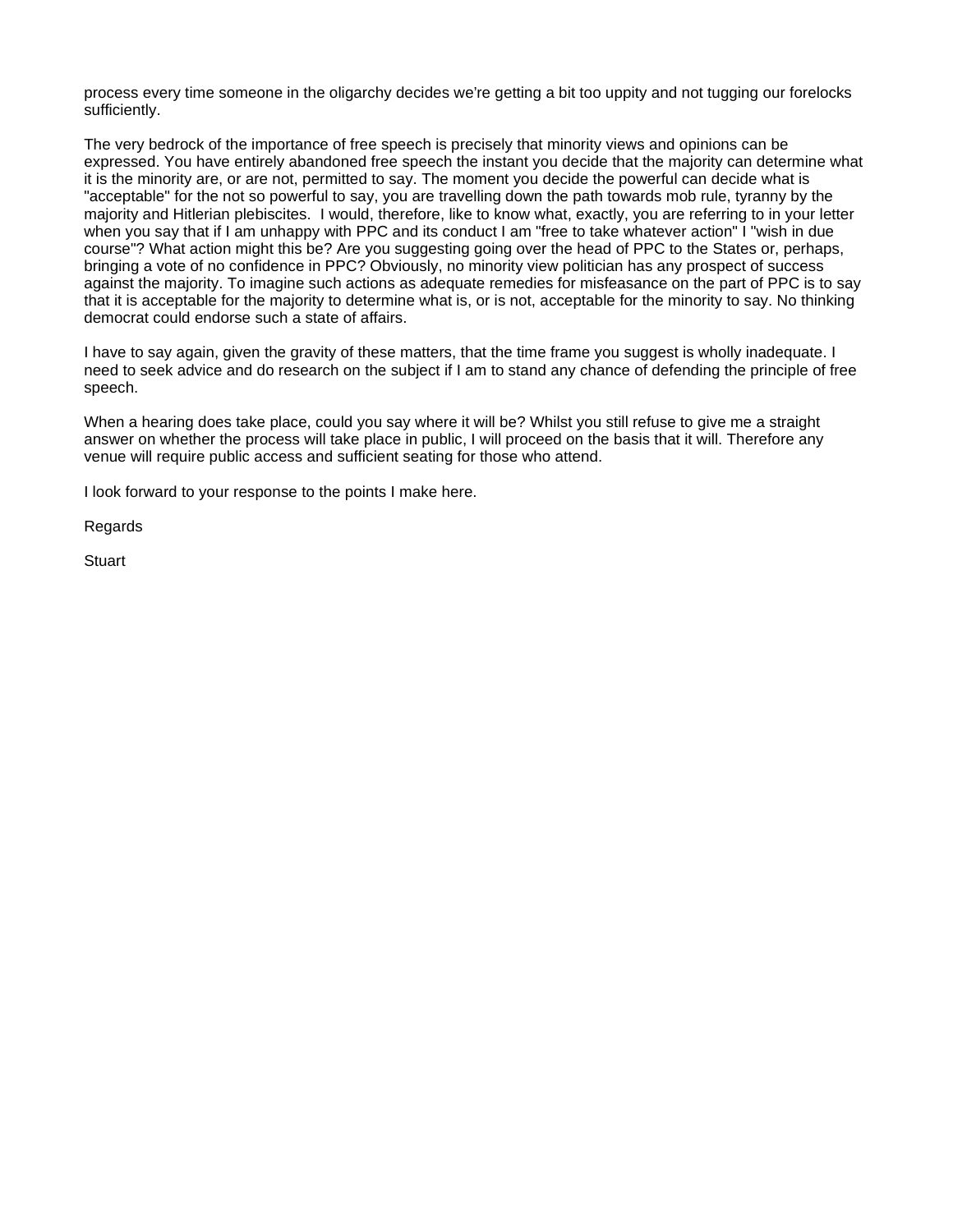process every time someone in the oligarchy decides we're getting a bit too uppity and not tugging our forelocks sufficiently.

The very bedrock of the importance of free speech is precisely that minority views and opinions can be expressed. You have entirely abandoned free speech the instant you decide that the majority can determine what it is the minority are, or are not, permitted to say. The moment you decide the powerful can decide what is "acceptable" for the not so powerful to say, you are travelling down the path towards mob rule, tyranny by the majority and Hitlerian plebiscites.  I would, therefore, like to know what, exactly, you are referring to in your letter when you say that if I am unhappy with PPC and its conduct I am "free to take whatever action" I "wish in due course"? What action might this be? Are you suggesting going over the head of PPC to the States or, perhaps, bringing a vote of no confidence in PPC? Obviously, no minority view politician has any prospect of success against the majority. To imagine such actions as adequate remedies for misfeasance on the part of PPC is to say that it is acceptable for the majority to determine what is, or is not, acceptable for the minority to say. No thinking democrat could endorse such a state of affairs.

I have to say again, given the gravity of these matters, that the time frame you suggest is wholly inadequate. I need to seek advice and do research on the subject if I am to stand any chance of defending the principle of free speech.

When a hearing does take place, could you say where it will be? Whilst you still refuse to give me a straight answer on whether the process will take place in public, I will proceed on the basis that it will. Therefore any venue will require public access and sufficient seating for those who attend.

I look forward to your response to the points I make here.

Regards

Stuart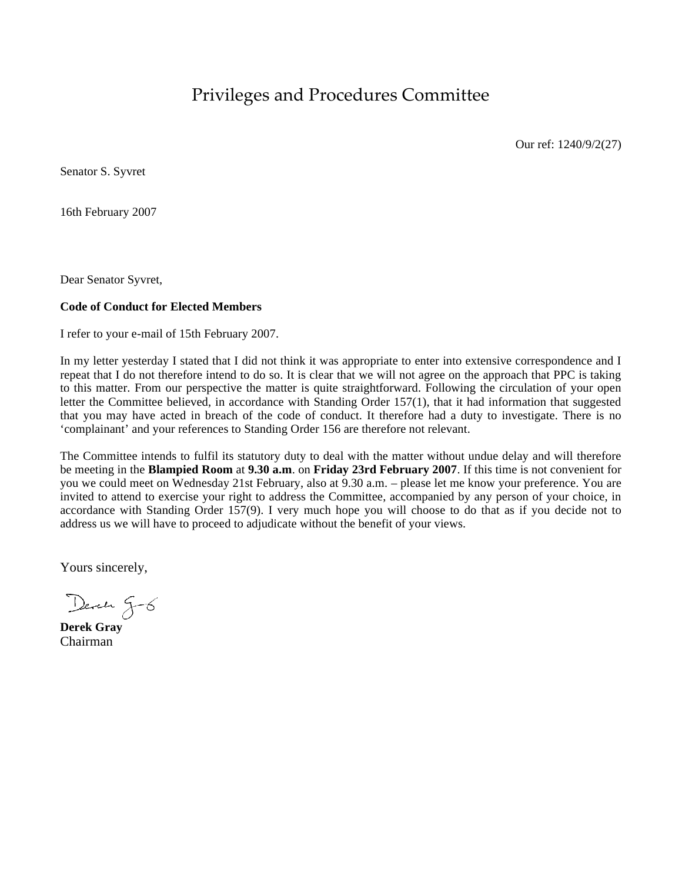# Privileges and Procedures Committee

Our ref: 1240/9/2(27)

Senator S. Syvret

16th February 2007

Dear Senator Syvret,

**Code of Conduct for Elected Members**

I refer to your e-mail of 15th February 2007.

In my letter yesterday I stated that I did not think it was appropriate to enter into extensive correspondence and I repeat that I do not therefore intend to do so. It is clear that we will not agree on the approach that PPC is taking to this matter. From our perspective the matter is quite straightforward. Following the circulation of your open letter the Committee believed, in accordance with Standing Order 157(1), that it had information that suggested that you may have acted in breach of the code of conduct. It therefore had a duty to investigate. There is no 'complainant' and your references to Standing Order 156 are therefore not relevant.

The Committee intends to fulfil its statutory duty to deal with the matter without undue delay and will therefore be meeting in the **Blampied Room** at **9.30 a.m**. on **Friday 23rd February 2007**. If this time is not convenient for you we could meet on Wednesday 21st February, also at 9.30 a.m. – please let me know your preference. You are invited to attend to exercise your right to address the Committee, accompanied by any person of your choice, in accordance with Standing Order 157(9). I very much hope you will choose to do that as if you decide not to address us we will have to proceed to adjudicate without the benefit of your views.

Yours sincerely,

Derek G-G

**Derek Gray**
Chairman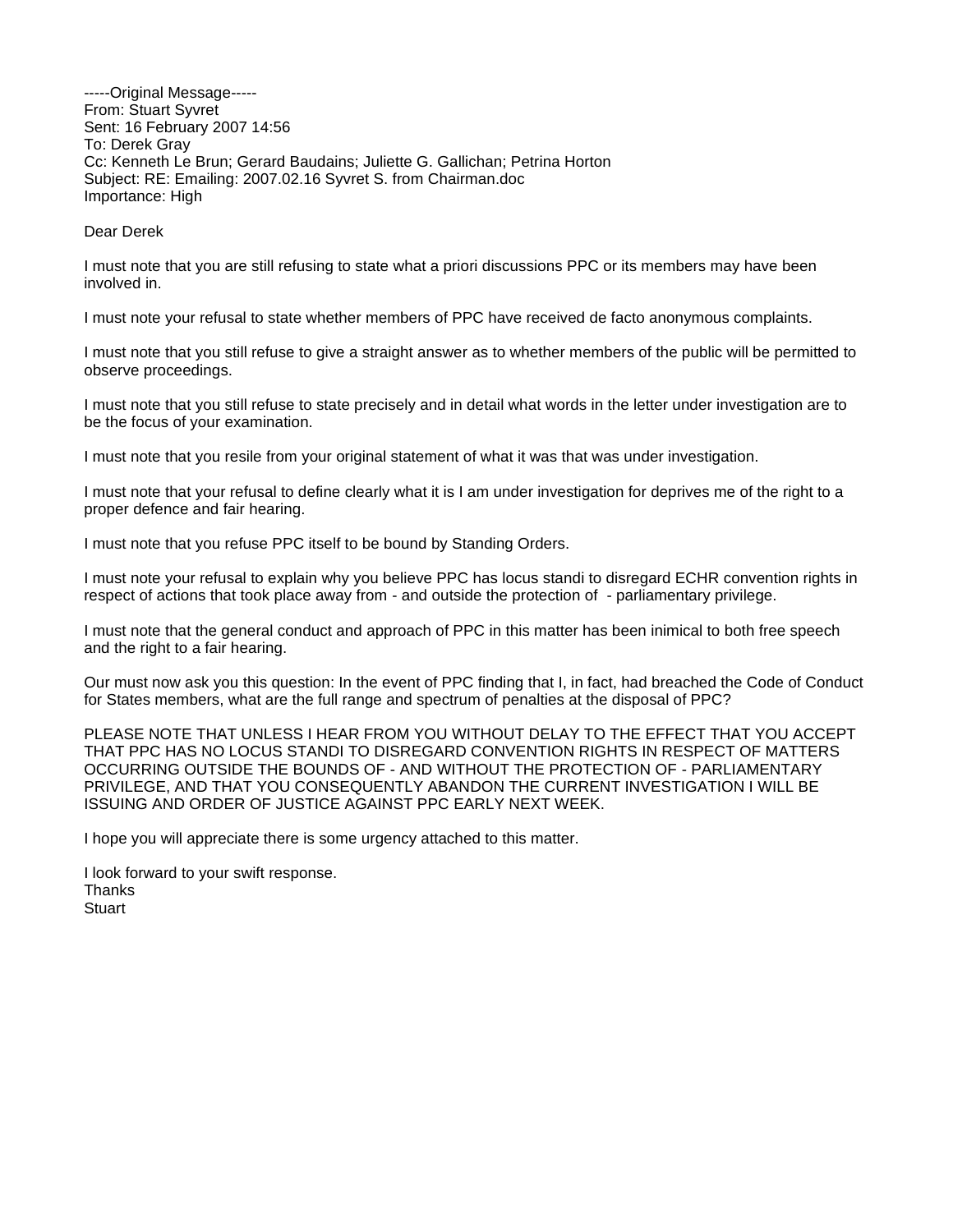-----Original Message-----
From: Stuart Syvret
Sent: 16 February 2007 14:56
To: Derek Gray
Cc: Kenneth Le Brun; Gerard Baudains; Juliette G. Gallichan; Petrina Horton
Subject: RE: Emailing: 2007.02.16 Syvret S. from Chairman.doc
Importance: High

Dear Derek

I must note that you are still refusing to state what a priori discussions PPC or its members may have been involved in.

I must note your refusal to state whether members of PPC have received de facto anonymous complaints.

I must note that you still refuse to give a straight answer as to whether members of the public will be permitted to observe proceedings.

I must note that you still refuse to state precisely and in detail what words in the letter under investigation are to be the focus of your examination.

I must note that you resile from your original statement of what it was that was under investigation.

I must note that your refusal to define clearly what it is I am under investigation for deprives me of the right to a proper defence and fair hearing.

I must note that you refuse PPC itself to be bound by Standing Orders.

I must note your refusal to explain why you believe PPC has locus standi to disregard ECHR convention rights in respect of actions that took place away from - and outside the protection of - parliamentary privilege.

I must note that the general conduct and approach of PPC in this matter has been inimical to both free speech and the right to a fair hearing.

Our must now ask you this question: In the event of PPC finding that I, in fact, had breached the Code of Conduct for States members, what are the full range and spectrum of penalties at the disposal of PPC?

PLEASE NOTE THAT UNLESS I HEAR FROM YOU WITHOUT DELAY TO THE EFFECT THAT YOU ACCEPT THAT PPC HAS NO LOCUS STANDI TO DISREGARD CONVENTION RIGHTS IN RESPECT OF MATTERS OCCURRING OUTSIDE THE BOUNDS OF - AND WITHOUT THE PROTECTION OF - PARLIAMENTARY PRIVILEGE, AND THAT YOU CONSEQUENTLY ABANDON THE CURRENT INVESTIGATION I WILL BE ISSUING AND ORDER OF JUSTICE AGAINST PPC EARLY NEXT WEEK.

I hope you will appreciate there is some urgency attached to this matter.

I look forward to your swift response.
Thanks
Stuart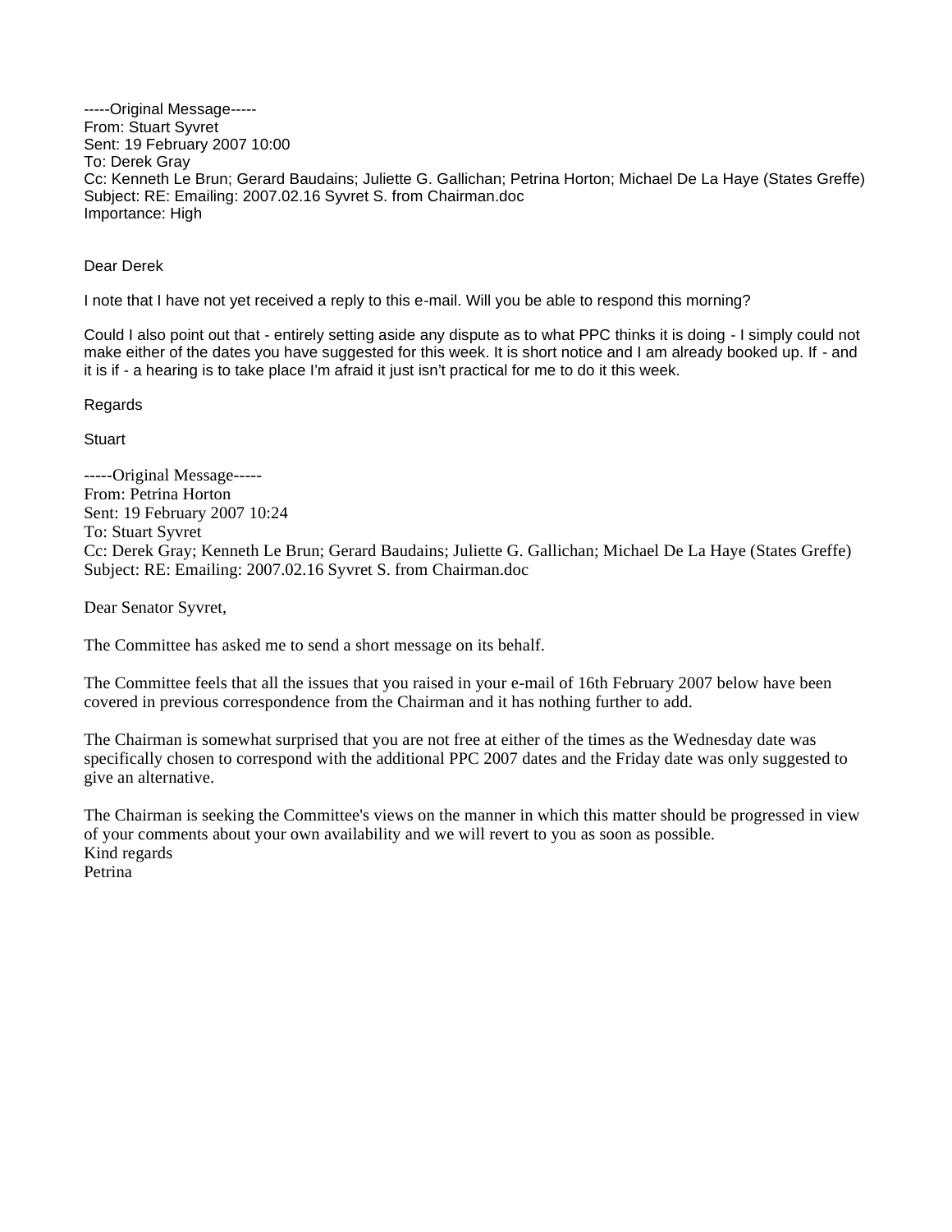-----Original Message-----
From: Stuart Syvret
Sent: 19 February 2007 10:00
To: Derek Gray
Cc: Kenneth Le Brun; Gerard Baudains; Juliette G. Gallichan; Petrina Horton; Michael De La Haye (States Greffe)
Subject: RE: Emailing: 2007.02.16 Syvret S. from Chairman.doc
Importance: High

Dear Derek

I note that I have not yet received a reply to this e-mail. Will you be able to respond this morning?

Could I also point out that - entirely setting aside any dispute as to what PPC thinks it is doing - I simply could not make either of the dates you have suggested for this week. It is short notice and I am already booked up. If - and it is if - a hearing is to take place I'm afraid it just isn't practical for me to do it this week.

Regards

Stuart

-----Original Message-----
From: Petrina Horton
Sent: 19 February 2007 10:24
To: Stuart Syvret
Cc: Derek Gray; Kenneth Le Brun; Gerard Baudains; Juliette G. Gallichan; Michael De La Haye (States Greffe)
Subject: RE: Emailing: 2007.02.16 Syvret S. from Chairman.doc

Dear Senator Syvret,

The Committee has asked me to send a short message on its behalf.

The Committee feels that all the issues that you raised in your e-mail of 16th February 2007 below have been covered in previous correspondence from the Chairman and it has nothing further to add.

The Chairman is somewhat surprised that you are not free at either of the times as the Wednesday date was specifically chosen to correspond with the additional PPC 2007 dates and the Friday date was only suggested to give an alternative.

The Chairman is seeking the Committee's views on the manner in which this matter should be progressed in view of your comments about your own availability and we will revert to you as soon as possible.
Kind regards
Petrina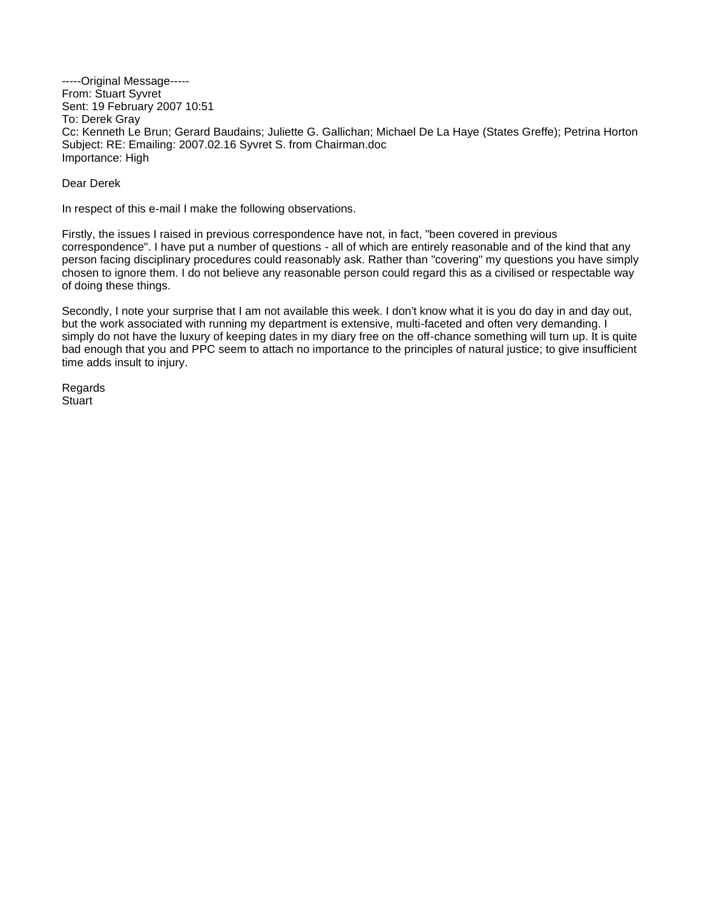-----Original Message-----
From: Stuart Syvret
Sent: 19 February 2007 10:51
To: Derek Gray
Cc: Kenneth Le Brun; Gerard Baudains; Juliette G. Gallichan; Michael De La Haye (States Greffe); Petrina Horton
Subject: RE: Emailing: 2007.02.16 Syvret S. from Chairman.doc
Importance: High

Dear Derek

In respect of this e-mail I make the following observations.

Firstly, the issues I raised in previous correspondence have not, in fact, "been covered in previous correspondence". I have put a number of questions - all of which are entirely reasonable and of the kind that any person facing disciplinary procedures could reasonably ask. Rather than "covering" my questions you have simply chosen to ignore them. I do not believe any reasonable person could regard this as a civilised or respectable way of doing these things.

Secondly, I note your surprise that I am not available this week. I don't know what it is you do day in and day out, but the work associated with running my department is extensive, multi-faceted and often very demanding. I simply do not have the luxury of keeping dates in my diary free on the off-chance something will turn up. It is quite bad enough that you and PPC seem to attach no importance to the principles of natural justice; to give insufficient time adds insult to injury.

Regards
Stuart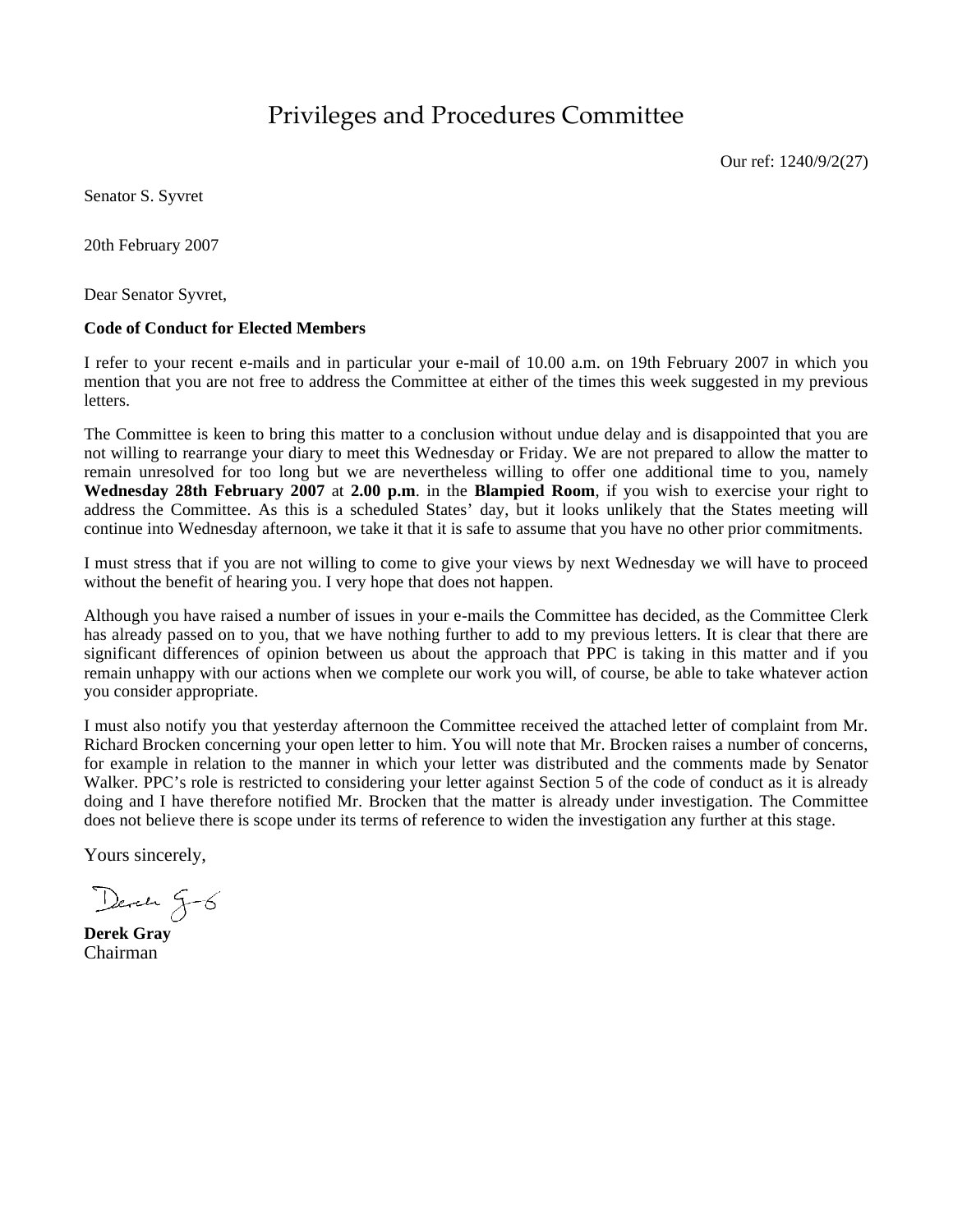# Privileges and Procedures Committee

Our ref: 1240/9/2(27)

Senator S. Syvret

20th February 2007

Dear Senator Syvret,

**Code of Conduct for Elected Members**

I refer to your recent e-mails and in particular your e-mail of 10.00 a.m. on 19th February 2007 in which you mention that you are not free to address the Committee at either of the times this week suggested in my previous letters.

The Committee is keen to bring this matter to a conclusion without undue delay and is disappointed that you are not willing to rearrange your diary to meet this Wednesday or Friday. We are not prepared to allow the matter to remain unresolved for too long but we are nevertheless willing to offer one additional time to you, namely **Wednesday 28th February 2007** at **2.00 p.m**. in the **Blampied Room**, if you wish to exercise your right to address the Committee. As this is a scheduled States' day, but it looks unlikely that the States meeting will continue into Wednesday afternoon, we take it that it is safe to assume that you have no other prior commitments.

I must stress that if you are not willing to come to give your views by next Wednesday we will have to proceed without the benefit of hearing you. I very hope that does not happen.

Although you have raised a number of issues in your e-mails the Committee has decided, as the Committee Clerk has already passed on to you, that we have nothing further to add to my previous letters. It is clear that there are significant differences of opinion between us about the approach that PPC is taking in this matter and if you remain unhappy with our actions when we complete our work you will, of course, be able to take whatever action you consider appropriate.

I must also notify you that yesterday afternoon the Committee received the attached letter of complaint from Mr. Richard Brocken concerning your open letter to him. You will note that Mr. Brocken raises a number of concerns, for example in relation to the manner in which your letter was distributed and the comments made by Senator Walker. PPC's role is restricted to considering your letter against Section 5 of the code of conduct as it is already doing and I have therefore notified Mr. Brocken that the matter is already under investigation. The Committee does not believe there is scope under its terms of reference to widen the investigation any further at this stage.

Yours sincerely,

Derek G-G

**Derek Gray**
Chairman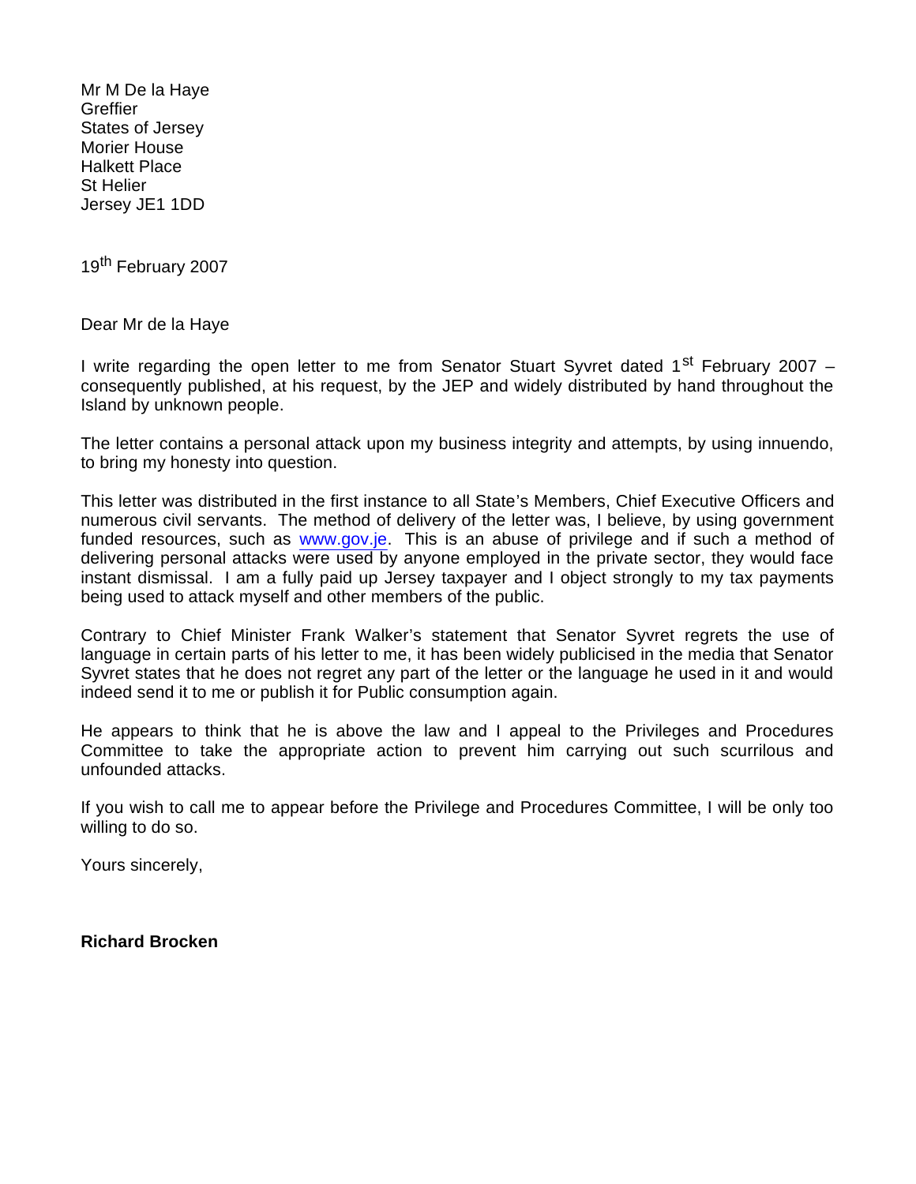Mr M De la Haye  
Greffier  
States of Jersey  
Morier House  
Halkett Place  
St Helier  
Jersey JE1 1DD

19th February 2007

Dear Mr de la Haye

I write regarding the open letter to me from Senator Stuart Syvret dated 1st February 2007 – consequently published, at his request, by the JEP and widely distributed by hand throughout the Island by unknown people.

The letter contains a personal attack upon my business integrity and attempts, by using innuendo, to bring my honesty into question.

This letter was distributed in the first instance to all State's Members, Chief Executive Officers and numerous civil servants. The method of delivery of the letter was, I believe, by using government funded resources, such as www.gov.je. This is an abuse of privilege and if such a method of delivering personal attacks were used by anyone employed in the private sector, they would face instant dismissal. I am a fully paid up Jersey taxpayer and I object strongly to my tax payments being used to attack myself and other members of the public.

Contrary to Chief Minister Frank Walker's statement that Senator Syvret regrets the use of language in certain parts of his letter to me, it has been widely publicised in the media that Senator Syvret states that he does not regret any part of the letter or the language he used in it and would indeed send it to me or publish it for Public consumption again.

He appears to think that he is above the law and I appeal to the Privileges and Procedures Committee to take the appropriate action to prevent him carrying out such scurrilous and unfounded attacks.

If you wish to call me to appear before the Privilege and Procedures Committee, I will be only too willing to do so.

Yours sincerely,

**Richard Brocken**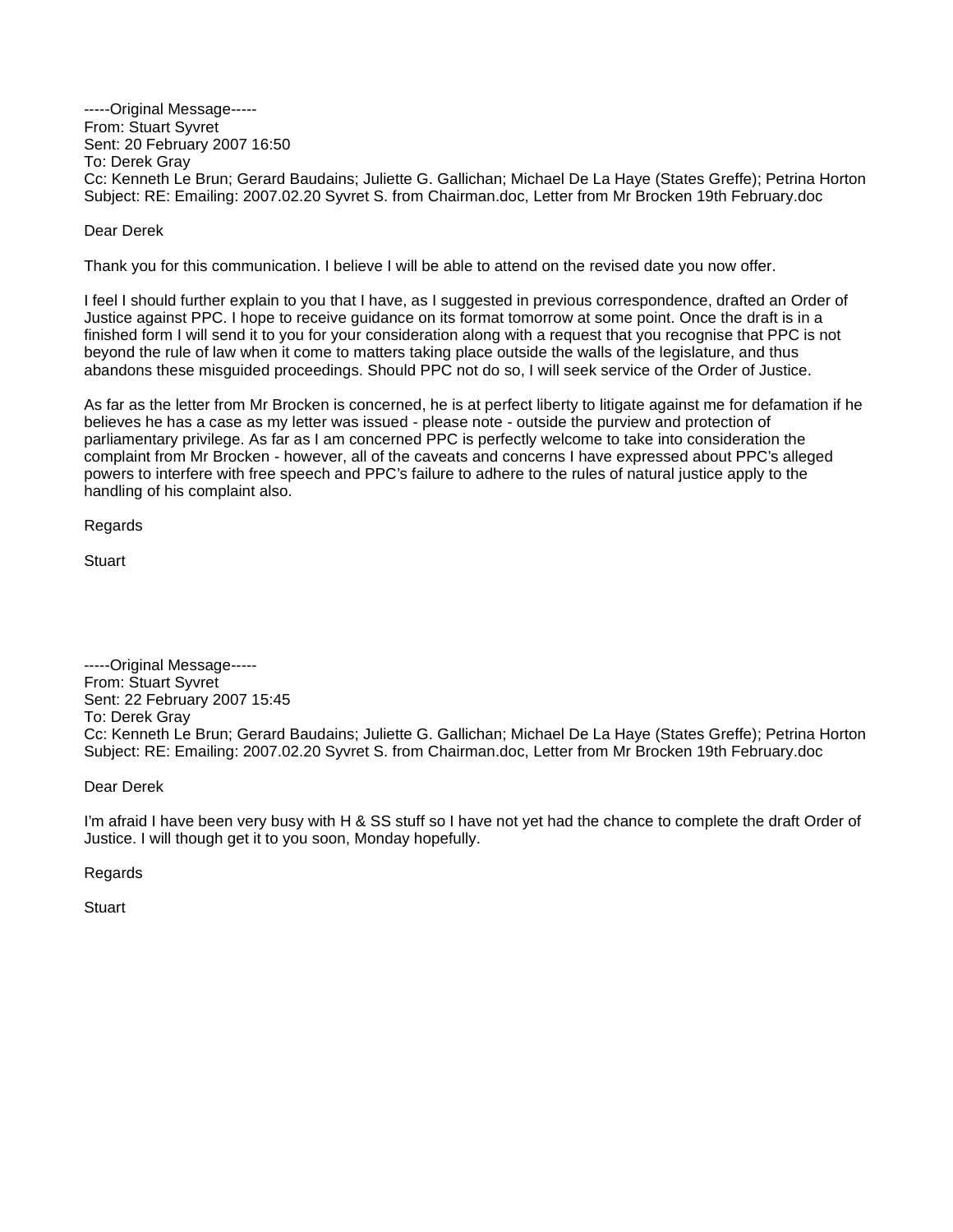-----Original Message-----
From: Stuart Syvret
Sent: 20 February 2007 16:50
To: Derek Gray
Cc: Kenneth Le Brun; Gerard Baudains; Juliette G. Gallichan; Michael De La Haye (States Greffe); Petrina Horton
Subject: RE: Emailing: 2007.02.20 Syvret S. from Chairman.doc, Letter from Mr Brocken 19th February.doc

Dear Derek

Thank you for this communication. I believe I will be able to attend on the revised date you now offer.

I feel I should further explain to you that I have, as I suggested in previous correspondence, drafted an Order of Justice against PPC. I hope to receive guidance on its format tomorrow at some point. Once the draft is in a finished form I will send it to you for your consideration along with a request that you recognise that PPC is not beyond the rule of law when it come to matters taking place outside the walls of the legislature, and thus abandons these misguided proceedings. Should PPC not do so, I will seek service of the Order of Justice.

As far as the letter from Mr Brocken is concerned, he is at perfect liberty to litigate against me for defamation if he believes he has a case as my letter was issued - please note - outside the purview and protection of parliamentary privilege. As far as I am concerned PPC is perfectly welcome to take into consideration the complaint from Mr Brocken - however, all of the caveats and concerns I have expressed about PPC's alleged powers to interfere with free speech and PPC's failure to adhere to the rules of natural justice apply to the handling of his complaint also.

Regards

Stuart

-----Original Message-----
From: Stuart Syvret
Sent: 22 February 2007 15:45
To: Derek Gray
Cc: Kenneth Le Brun; Gerard Baudains; Juliette G. Gallichan; Michael De La Haye (States Greffe); Petrina Horton
Subject: RE: Emailing: 2007.02.20 Syvret S. from Chairman.doc, Letter from Mr Brocken 19th February.doc

Dear Derek

I'm afraid I have been very busy with H & SS stuff so I have not yet had the chance to complete the draft Order of Justice. I will though get it to you soon, Monday hopefully.

Regards

Stuart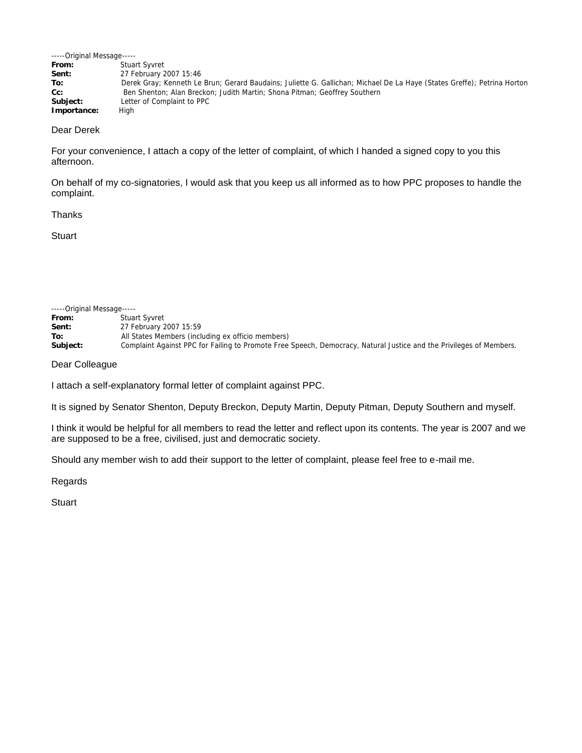-----Original Message-----
**From:** Stuart Syvret
**Sent:** 27 February 2007 15:46
**To:** Derek Gray; Kenneth Le Brun; Gerard Baudains; Juliette G. Gallichan; Michael De La Haye (States Greffe); Petrina Horton
**Cc:** Ben Shenton; Alan Breckon; Judith Martin; Shona Pitman; Geoffrey Southern
**Subject:** Letter of Complaint to PPC
**Importance:** High

Dear Derek

For your convenience, I attach a copy of the letter of complaint, of which I handed a signed copy to you this afternoon.

On behalf of my co-signatories, I would ask that you keep us all informed as to how PPC proposes to handle the complaint.

Thanks

Stuart

-----Original Message-----
**From:** Stuart Syvret
**Sent:** 27 February 2007 15:59
**To:** All States Members (including ex officio members)
**Subject:** Complaint Against PPC for Failing to Promote Free Speech, Democracy, Natural Justice and the Privileges of Members.

Dear Colleague

I attach a self-explanatory formal letter of complaint against PPC.

It is signed by Senator Shenton, Deputy Breckon, Deputy Martin, Deputy Pitman, Deputy Southern and myself.

I think it would be helpful for all members to read the letter and reflect upon its contents. The year is 2007 and we are supposed to be a free, civilised, just and democratic society.

Should any member wish to add their support to the letter of complaint, please feel free to e-mail me.

Regards

Stuart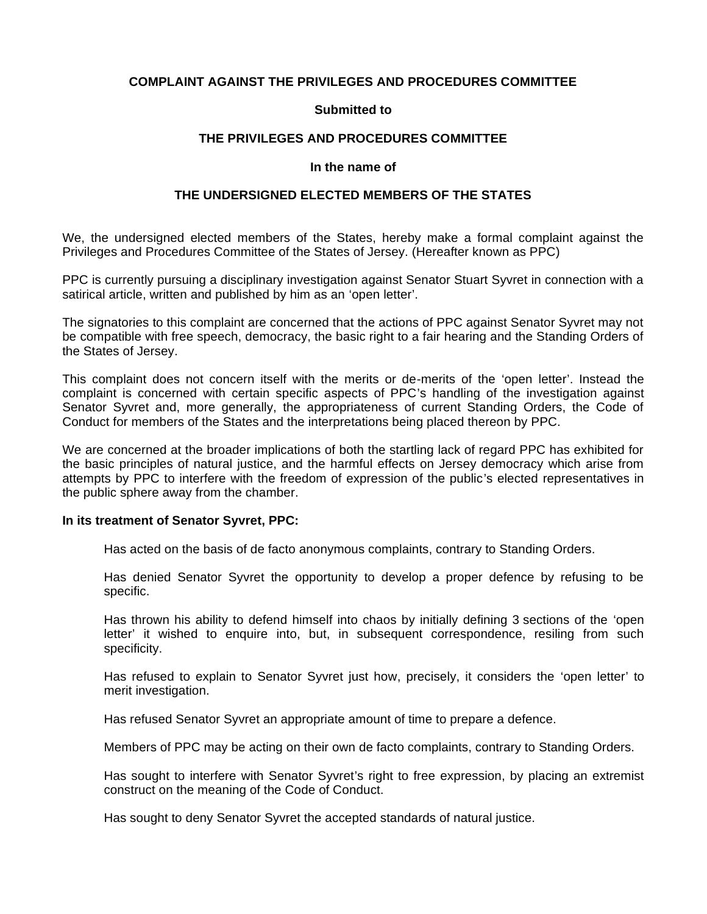**COMPLAINT AGAINST THE PRIVILEGES AND PROCEDURES COMMITTEE**

**Submitted to**

**THE PRIVILEGES AND PROCEDURES COMMITTEE**

**In the name of**

**THE UNDERSIGNED ELECTED MEMBERS OF THE STATES**

We, the undersigned elected members of the States, hereby make a formal complaint against the Privileges and Procedures Committee of the States of Jersey. (Hereafter known as PPC)

PPC is currently pursuing a disciplinary investigation against Senator Stuart Syvret in connection with a satirical article, written and published by him as an 'open letter'.

The signatories to this complaint are concerned that the actions of PPC against Senator Syvret may not be compatible with free speech, democracy, the basic right to a fair hearing and the Standing Orders of the States of Jersey.

This complaint does not concern itself with the merits or de-merits of the 'open letter'. Instead the complaint is concerned with certain specific aspects of PPC's handling of the investigation against Senator Syvret and, more generally, the appropriateness of current Standing Orders, the Code of Conduct for members of the States and the interpretations being placed thereon by PPC.

We are concerned at the broader implications of both the startling lack of regard PPC has exhibited for the basic principles of natural justice, and the harmful effects on Jersey democracy which arise from attempts by PPC to interfere with the freedom of expression of the public's elected representatives in the public sphere away from the chamber.

**In its treatment of Senator Syvret, PPC:**

Has acted on the basis of de facto anonymous complaints, contrary to Standing Orders.

Has denied Senator Syvret the opportunity to develop a proper defence by refusing to be specific.

Has thrown his ability to defend himself into chaos by initially defining 3 sections of the 'open letter' it wished to enquire into, but, in subsequent correspondence, resiling from such specificity.

Has refused to explain to Senator Syvret just how, precisely, it considers the 'open letter' to merit investigation.

Has refused Senator Syvret an appropriate amount of time to prepare a defence.

Members of PPC may be acting on their own de facto complaints, contrary to Standing Orders.

Has sought to interfere with Senator Syvret's right to free expression, by placing an extremist construct on the meaning of the Code of Conduct.

Has sought to deny Senator Syvret the accepted standards of natural justice.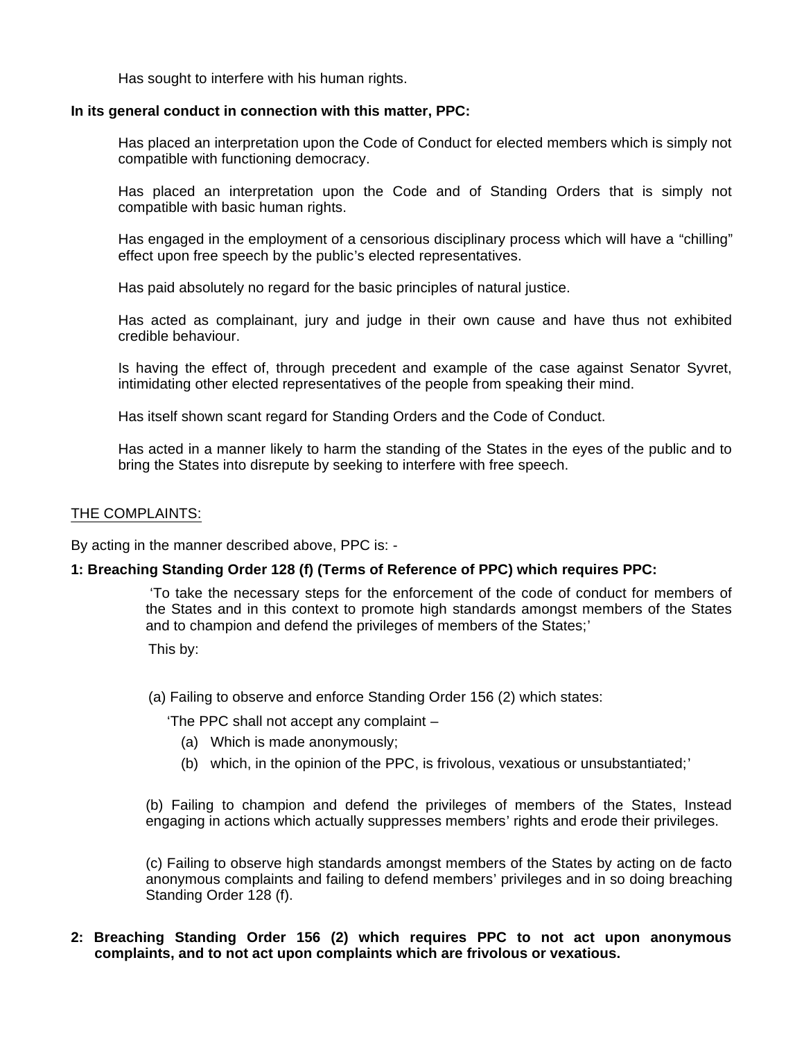Has sought to interfere with his human rights.

**In its general conduct in connection with this matter, PPC:**

Has placed an interpretation upon the Code of Conduct for elected members which is simply not compatible with functioning democracy.

Has placed an interpretation upon the Code and of Standing Orders that is simply not compatible with basic human rights.

Has engaged in the employment of a censorious disciplinary process which will have a “chilling” effect upon free speech by the public’s elected representatives.

Has paid absolutely no regard for the basic principles of natural justice.

Has acted as complainant, jury and judge in their own cause and have thus not exhibited credible behaviour.

Is having the effect of, through precedent and example of the case against Senator Syvret, intimidating other elected representatives of the people from speaking their mind.

Has itself shown scant regard for Standing Orders and the Code of Conduct.

Has acted in a manner likely to harm the standing of the States in the eyes of the public and to bring the States into disrepute by seeking to interfere with free speech.

<u>THE COMPLAINTS:</u>

By acting in the manner described above, PPC is: -

**1: Breaching Standing Order 128 (f) (Terms of Reference of PPC) which requires PPC:**

> ‘To take the necessary steps for the enforcement of the code of conduct for members of the States and in this context to promote high standards amongst members of the States and to champion and defend the privileges of members of the States;’
>
> This by:
>
> (a) Failing to observe and enforce Standing Order 156 (2) which states:
>
> ‘The PPC shall not accept any complaint –
>
> (a) Which is made anonymously;
>
> (b) which, in the opinion of the PPC, is frivolous, vexatious or unsubstantiated;’
>
> (b) Failing to champion and defend the privileges of members of the States, Instead engaging in actions which actually suppresses members’ rights and erode their privileges.
>
> (c) Failing to observe high standards amongst members of the States by acting on de facto anonymous complaints and failing to defend members’ privileges and in so doing breaching Standing Order 128 (f).

**2: Breaching Standing Order 156 (2) which requires PPC to not act upon anonymous complaints, and to not act upon complaints which are frivolous or vexatious.**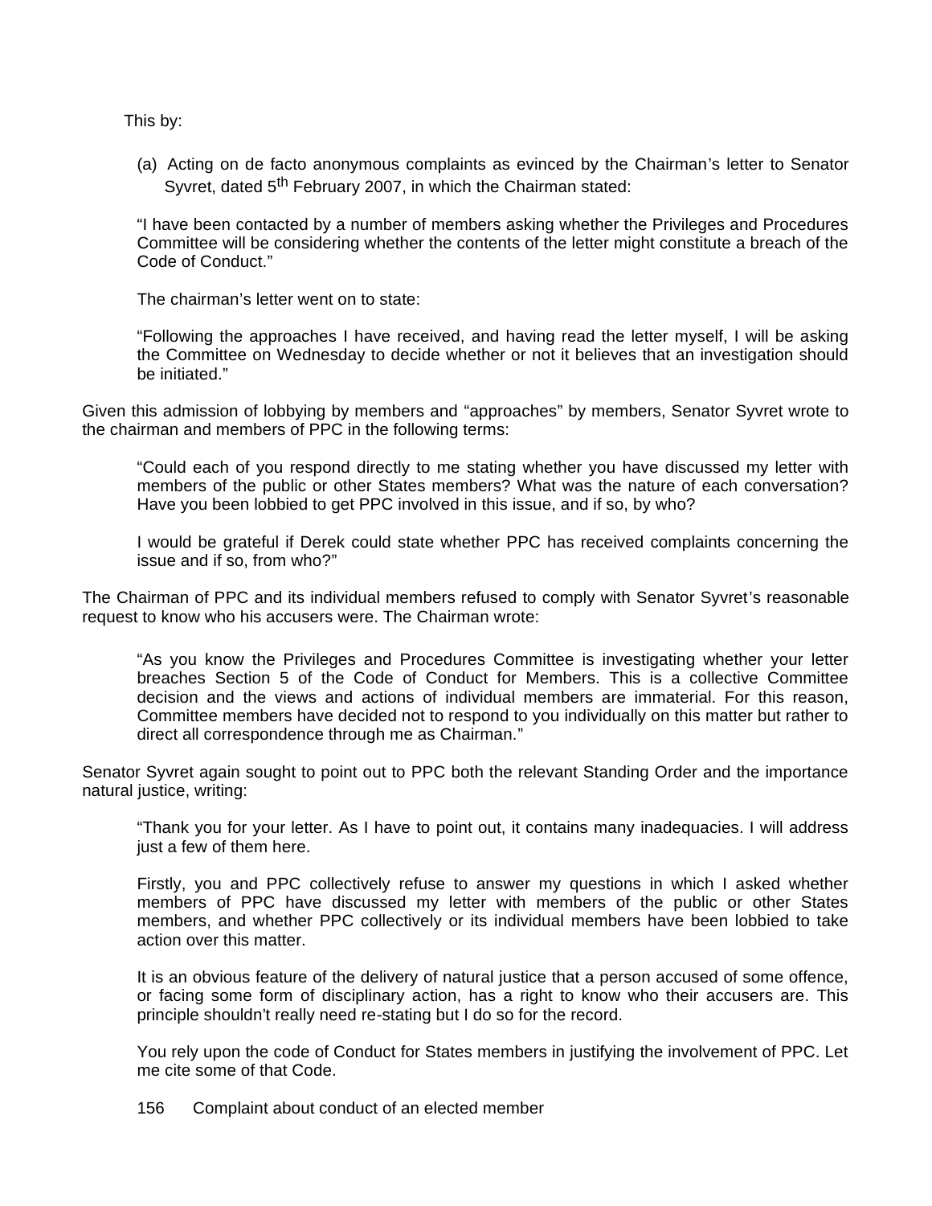This by:

(a) Acting on de facto anonymous complaints as evinced by the Chairman's letter to Senator Syvret, dated 5th February 2007, in which the Chairman stated:

> "I have been contacted by a number of members asking whether the Privileges and Procedures Committee will be considering whether the contents of the letter might constitute a breach of the Code of Conduct."

> The chairman's letter went on to state:

> "Following the approaches I have received, and having read the letter myself, I will be asking the Committee on Wednesday to decide whether or not it believes that an investigation should be initiated."

Given this admission of lobbying by members and "approaches" by members, Senator Syvret wrote to the chairman and members of PPC in the following terms:

> "Could each of you respond directly to me stating whether you have discussed my letter with members of the public or other States members? What was the nature of each conversation? Have you been lobbied to get PPC involved in this issue, and if so, by who?
>
> I would be grateful if Derek could state whether PPC has received complaints concerning the issue and if so, from who?"

The Chairman of PPC and its individual members refused to comply with Senator Syvret's reasonable request to know who his accusers were. The Chairman wrote:

> "As you know the Privileges and Procedures Committee is investigating whether your letter breaches Section 5 of the Code of Conduct for Members. This is a collective Committee decision and the views and actions of individual members are immaterial. For this reason, Committee members have decided not to respond to you individually on this matter but rather to direct all correspondence through me as Chairman."

Senator Syvret again sought to point out to PPC both the relevant Standing Order and the importance natural justice, writing:

> "Thank you for your letter. As I have to point out, it contains many inadequacies. I will address just a few of them here.
>
> Firstly, you and PPC collectively refuse to answer my questions in which I asked whether members of PPC have discussed my letter with members of the public or other States members, and whether PPC collectively or its individual members have been lobbied to take action over this matter.
>
> It is an obvious feature of the delivery of natural justice that a person accused of some offence, or facing some form of disciplinary action, has a right to know who their accusers are. This principle shouldn't really need re-stating but I do so for the record.
>
> You rely upon the code of Conduct for States members in justifying the involvement of PPC. Let me cite some of that Code.
>
> 156 Complaint about conduct of an elected member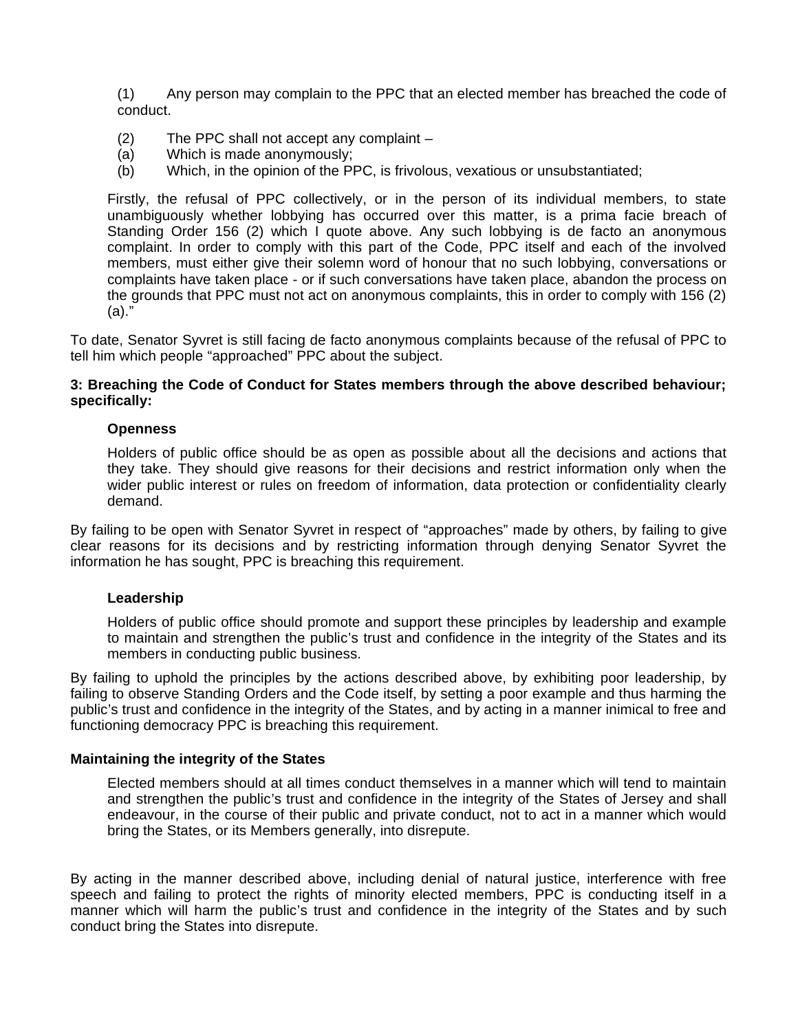(1) Any person may complain to the PPC that an elected member has breached the code of conduct.

(2) The PPC shall not accept any complaint –
(a) Which is made anonymously;
(b) Which, in the opinion of the PPC, is frivolous, vexatious or unsubstantiated;

Firstly, the refusal of PPC collectively, or in the person of its individual members, to state unambiguously whether lobbying has occurred over this matter, is a prima facie breach of Standing Order 156 (2) which I quote above. Any such lobbying is de facto an anonymous complaint. In order to comply with this part of the Code, PPC itself and each of the involved members, must either give their solemn word of honour that no such lobbying, conversations or complaints have taken place - or if such conversations have taken place, abandon the process on the grounds that PPC must not act on anonymous complaints, this in order to comply with 156 (2) (a)."

To date, Senator Syvret is still facing de facto anonymous complaints because of the refusal of PPC to tell him which people "approached" PPC about the subject.

**3: Breaching the Code of Conduct for States members through the above described behaviour; specifically:**

**Openness**

Holders of public office should be as open as possible about all the decisions and actions that they take. They should give reasons for their decisions and restrict information only when the wider public interest or rules on freedom of information, data protection or confidentiality clearly demand.

By failing to be open with Senator Syvret in respect of "approaches" made by others, by failing to give clear reasons for its decisions and by restricting information through denying Senator Syvret the information he has sought, PPC is breaching this requirement.

**Leadership**

Holders of public office should promote and support these principles by leadership and example to maintain and strengthen the public's trust and confidence in the integrity of the States and its members in conducting public business.

By failing to uphold the principles by the actions described above, by exhibiting poor leadership, by failing to observe Standing Orders and the Code itself, by setting a poor example and thus harming the public's trust and confidence in the integrity of the States, and by acting in a manner inimical to free and functioning democracy PPC is breaching this requirement.

**Maintaining the integrity of the States**

Elected members should at all times conduct themselves in a manner which will tend to maintain and strengthen the public's trust and confidence in the integrity of the States of Jersey and shall endeavour, in the course of their public and private conduct, not to act in a manner which would bring the States, or its Members generally, into disrepute.

By acting in the manner described above, including denial of natural justice, interference with free speech and failing to protect the rights of minority elected members, PPC is conducting itself in a manner which will harm the public's trust and confidence in the integrity of the States and by such conduct bring the States into disrepute.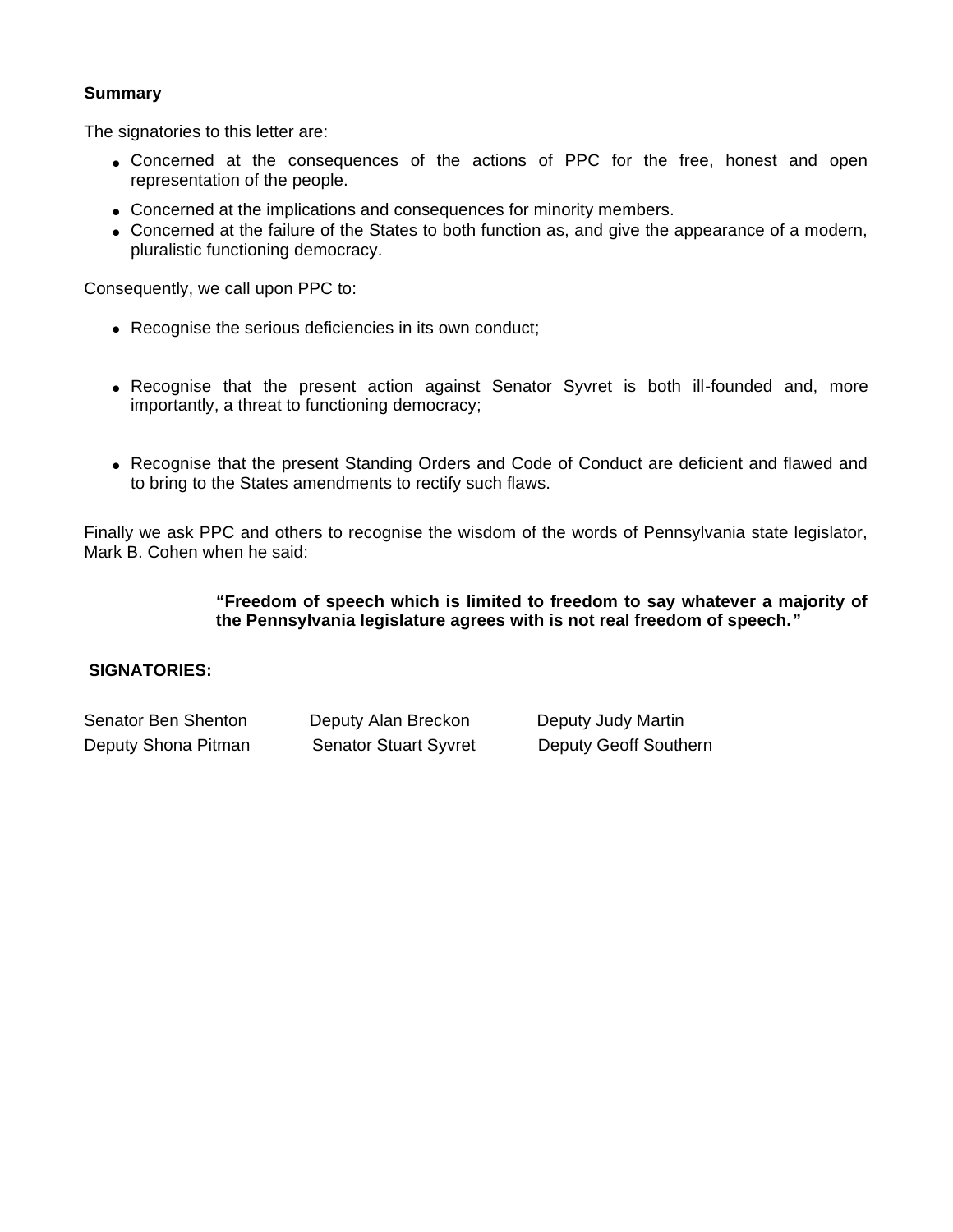**Summary**

The signatories to this letter are:

- Concerned at the consequences of the actions of PPC for the free, honest and open representation of the people.
- Concerned at the implications and consequences for minority members.
- Concerned at the failure of the States to both function as, and give the appearance of a modern, pluralistic functioning democracy.

Consequently, we call upon PPC to:

- Recognise the serious deficiencies in its own conduct;

- Recognise that the present action against Senator Syvret is both ill-founded and, more importantly, a threat to functioning democracy;

- Recognise that the present Standing Orders and Code of Conduct are deficient and flawed and to bring to the States amendments to rectify such flaws.

Finally we ask PPC and others to recognise the wisdom of the words of Pennsylvania state legislator, Mark B. Cohen when he said:

> **"Freedom of speech which is limited to freedom to say whatever a majority of the Pennsylvania legislature agrees with is not real freedom of speech."**

**SIGNATORIES:**

| | | |
|---|---|---|
| Senator Ben Shenton | Deputy Alan Breckon | Deputy Judy Martin |
| Deputy Shona Pitman | Senator Stuart Syvret | Deputy Geoff Southern |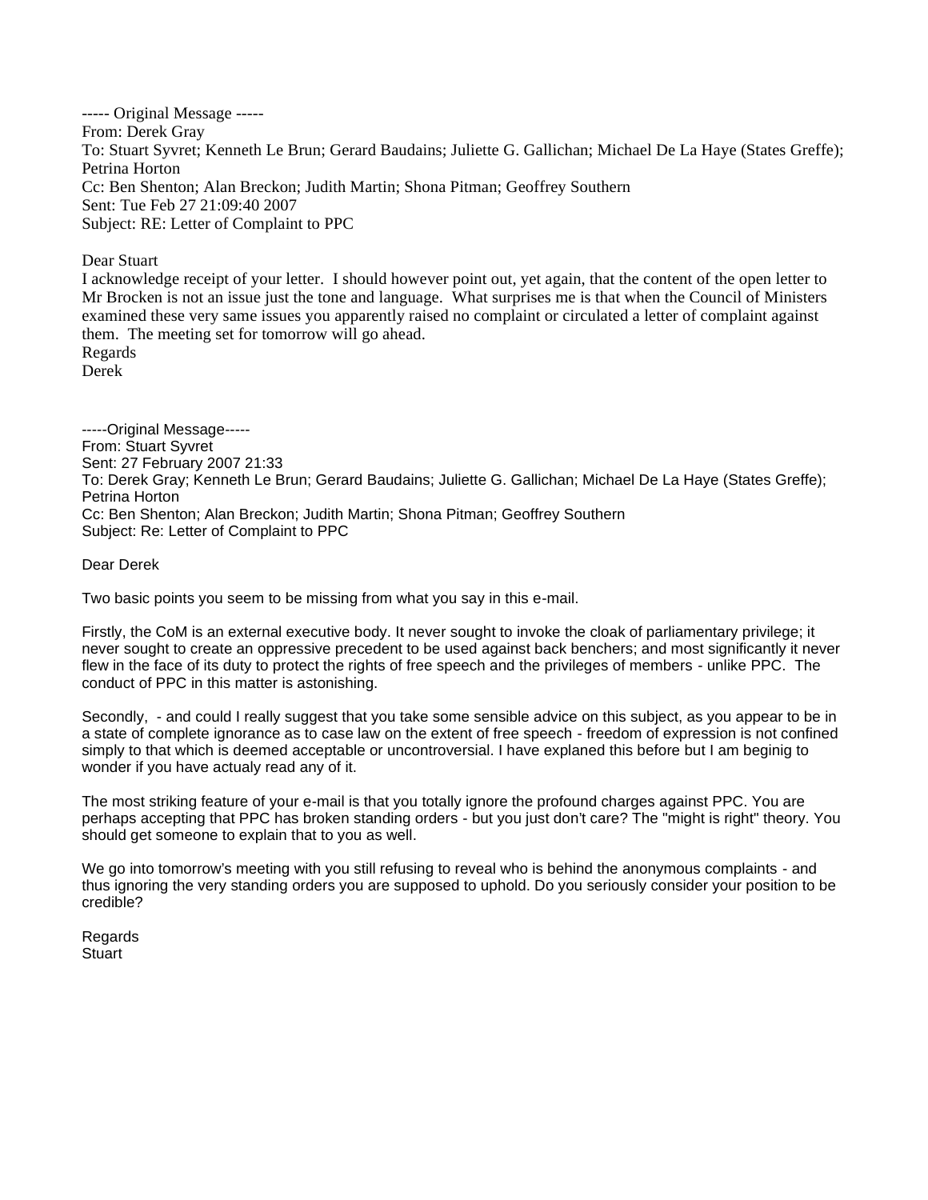----- Original Message -----
From: Derek Gray
To: Stuart Syvret; Kenneth Le Brun; Gerard Baudains; Juliette G. Gallichan; Michael De La Haye (States Greffe); Petrina Horton
Cc: Ben Shenton; Alan Breckon; Judith Martin; Shona Pitman; Geoffrey Southern
Sent: Tue Feb 27 21:09:40 2007
Subject: RE: Letter of Complaint to PPC

Dear Stuart
I acknowledge receipt of your letter. I should however point out, yet again, that the content of the open letter to Mr Brocken is not an issue just the tone and language. What surprises me is that when the Council of Ministers examined these very same issues you apparently raised no complaint or circulated a letter of complaint against them. The meeting set for tomorrow will go ahead.
Regards
Derek

-----Original Message-----
From: Stuart Syvret
Sent: 27 February 2007 21:33
To: Derek Gray; Kenneth Le Brun; Gerard Baudains; Juliette G. Gallichan; Michael De La Haye (States Greffe); Petrina Horton
Cc: Ben Shenton; Alan Breckon; Judith Martin; Shona Pitman; Geoffrey Southern
Subject: Re: Letter of Complaint to PPC

Dear Derek

Two basic points you seem to be missing from what you say in this e-mail.

Firstly, the CoM is an external executive body. It never sought to invoke the cloak of parliamentary privilege; it never sought to create an oppressive precedent to be used against back benchers; and most significantly it never flew in the face of its duty to protect the rights of free speech and the privileges of members - unlike PPC. The conduct of PPC in this matter is astonishing.

Secondly, - and could I really suggest that you take some sensible advice on this subject, as you appear to be in a state of complete ignorance as to case law on the extent of free speech - freedom of expression is not confined simply to that which is deemed acceptable or uncontroversial. I have explaned this before but I am beginig to wonder if you have actualy read any of it.

The most striking feature of your e-mail is that you totally ignore the profound charges against PPC. You are perhaps accepting that PPC has broken standing orders - but you just don't care? The "might is right" theory. You should get someone to explain that to you as well.

We go into tomorrow's meeting with you still refusing to reveal who is behind the anonymous complaints - and thus ignoring the very standing orders you are supposed to uphold. Do you seriously consider your position to be credible?

Regards
Stuart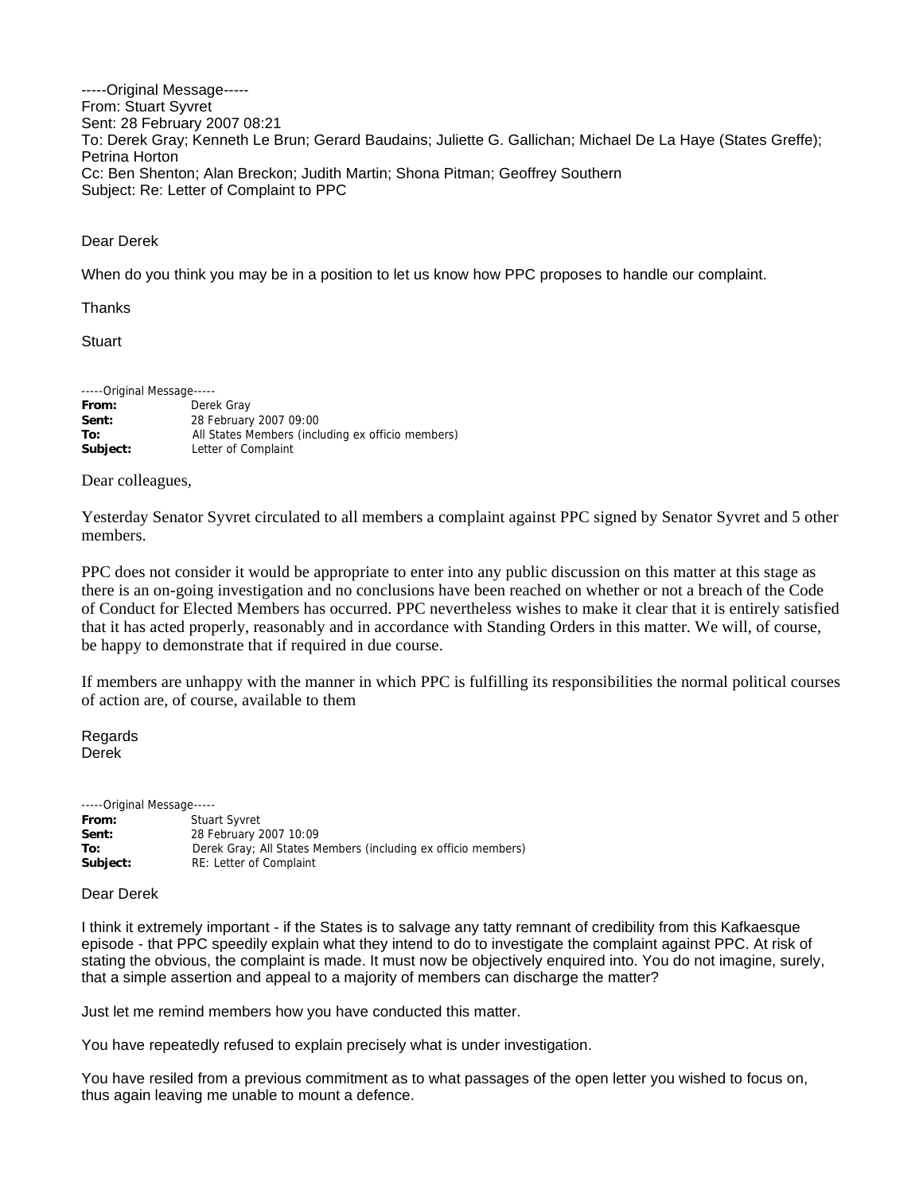-----Original Message-----
From: Stuart Syvret
Sent: 28 February 2007 08:21
To: Derek Gray; Kenneth Le Brun; Gerard Baudains; Juliette G. Gallichan; Michael De La Haye (States Greffe); Petrina Horton
Cc: Ben Shenton; Alan Breckon; Judith Martin; Shona Pitman; Geoffrey Southern
Subject: Re: Letter of Complaint to PPC

Dear Derek

When do you think you may be in a position to let us know how PPC proposes to handle our complaint.

Thanks

Stuart

-----Original Message-----
**From:** Derek Gray
**Sent:** 28 February 2007 09:00
**To:** All States Members (including ex officio members)
**Subject:** Letter of Complaint

Dear colleagues,

Yesterday Senator Syvret circulated to all members a complaint against PPC signed by Senator Syvret and 5 other members.

PPC does not consider it would be appropriate to enter into any public discussion on this matter at this stage as there is an on-going investigation and no conclusions have been reached on whether or not a breach of the Code of Conduct for Elected Members has occurred. PPC nevertheless wishes to make it clear that it is entirely satisfied that it has acted properly, reasonably and in accordance with Standing Orders in this matter. We will, of course, be happy to demonstrate that if required in due course.

If members are unhappy with the manner in which PPC is fulfilling its responsibilities the normal political courses of action are, of course, available to them

Regards
Derek

-----Original Message-----
**From:** Stuart Syvret
**Sent:** 28 February 2007 10:09
**To:** Derek Gray; All States Members (including ex officio members)
**Subject:** RE: Letter of Complaint

Dear Derek

I think it extremely important - if the States is to salvage any tatty remnant of credibility from this Kafkaesque episode - that PPC speedily explain what they intend to do to investigate the complaint against PPC. At risk of stating the obvious, the complaint is made. It must now be objectively enquired into. You do not imagine, surely, that a simple assertion and appeal to a majority of members can discharge the matter?

Just let me remind members how you have conducted this matter.

You have repeatedly refused to explain precisely what is under investigation.

You have resiled from a previous commitment as to what passages of the open letter you wished to focus on, thus again leaving me unable to mount a defence.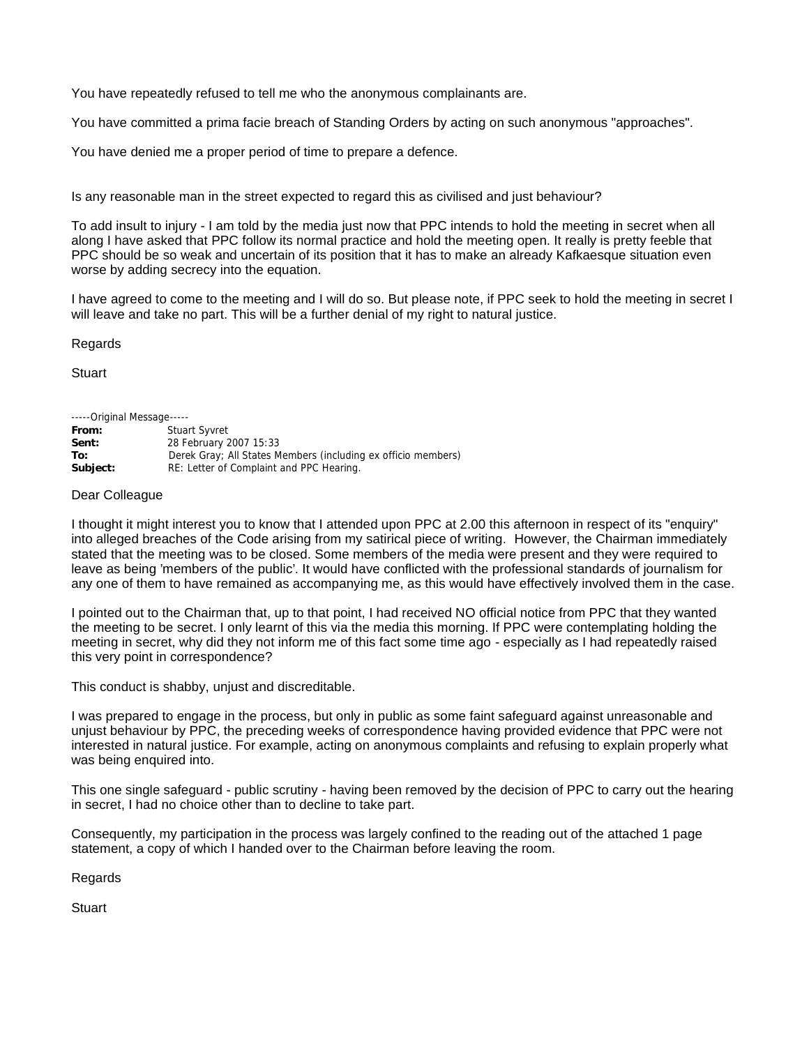You have repeatedly refused to tell me who the anonymous complainants are.

You have committed a prima facie breach of Standing Orders by acting on such anonymous "approaches".

You have denied me a proper period of time to prepare a defence.

Is any reasonable man in the street expected to regard this as civilised and just behaviour?

To add insult to injury - I am told by the media just now that PPC intends to hold the meeting in secret when all along I have asked that PPC follow its normal practice and hold the meeting open. It really is pretty feeble that PPC should be so weak and uncertain of its position that it has to make an already Kafkaesque situation even worse by adding secrecy into the equation.

I have agreed to come to the meeting and I will do so. But please note, if PPC seek to hold the meeting in secret I will leave and take no part. This will be a further denial of my right to natural justice.

Regards

Stuart

-----Original Message-----
**From:** Stuart Syvret
**Sent:** 28 February 2007 15:33
**To:** Derek Gray; All States Members (including ex officio members)
**Subject:** RE: Letter of Complaint and PPC Hearing.

Dear Colleague

I thought it might interest you to know that I attended upon PPC at 2.00 this afternoon in respect of its "enquiry" into alleged breaches of the Code arising from my satirical piece of writing. However, the Chairman immediately stated that the meeting was to be closed. Some members of the media were present and they were required to leave as being 'members of the public'. It would have conflicted with the professional standards of journalism for any one of them to have remained as accompanying me, as this would have effectively involved them in the case.

I pointed out to the Chairman that, up to that point, I had received NO official notice from PPC that they wanted the meeting to be secret. I only learnt of this via the media this morning. If PPC were contemplating holding the meeting in secret, why did they not inform me of this fact some time ago - especially as I had repeatedly raised this very point in correspondence?

This conduct is shabby, unjust and discreditable.

I was prepared to engage in the process, but only in public as some faint safeguard against unreasonable and unjust behaviour by PPC, the preceding weeks of correspondence having provided evidence that PPC were not interested in natural justice. For example, acting on anonymous complaints and refusing to explain properly what was being enquired into.

This one single safeguard - public scrutiny - having been removed by the decision of PPC to carry out the hearing in secret, I had no choice other than to decline to take part.

Consequently, my participation in the process was largely confined to the reading out of the attached 1 page statement, a copy of which I handed over to the Chairman before leaving the room.

Regards

Stuart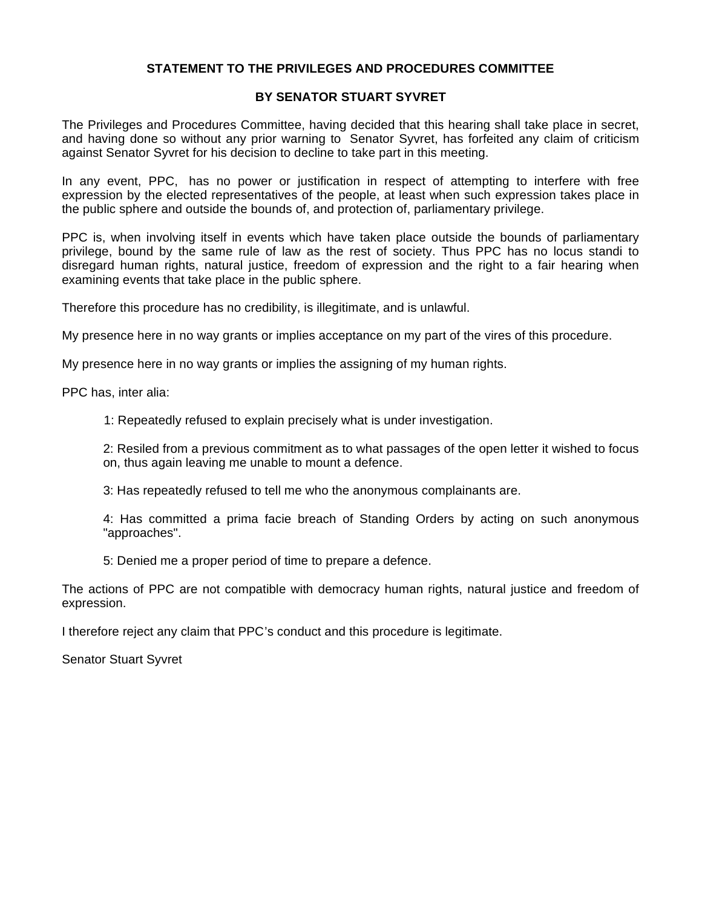**STATEMENT TO THE PRIVILEGES AND PROCEDURES COMMITTEE**

**BY SENATOR STUART SYVRET**

The Privileges and Procedures Committee, having decided that this hearing shall take place in secret, and having done so without any prior warning to Senator Syvret, has forfeited any claim of criticism against Senator Syvret for his decision to decline to take part in this meeting.

In any event, PPC, has no power or justification in respect of attempting to interfere with free expression by the elected representatives of the people, at least when such expression takes place in the public sphere and outside the bounds of, and protection of, parliamentary privilege.

PPC is, when involving itself in events which have taken place outside the bounds of parliamentary privilege, bound by the same rule of law as the rest of society. Thus PPC has no locus standi to disregard human rights, natural justice, freedom of expression and the right to a fair hearing when examining events that take place in the public sphere.

Therefore this procedure has no credibility, is illegitimate, and is unlawful.

My presence here in no way grants or implies acceptance on my part of the vires of this procedure.

My presence here in no way grants or implies the assigning of my human rights.

PPC has, inter alia:

1: Repeatedly refused to explain precisely what is under investigation.

2: Resiled from a previous commitment as to what passages of the open letter it wished to focus on, thus again leaving me unable to mount a defence.

3: Has repeatedly refused to tell me who the anonymous complainants are.

4: Has committed a prima facie breach of Standing Orders by acting on such anonymous "approaches".

5: Denied me a proper period of time to prepare a defence.

The actions of PPC are not compatible with democracy human rights, natural justice and freedom of expression.

I therefore reject any claim that PPC's conduct and this procedure is legitimate.

Senator Stuart Syvret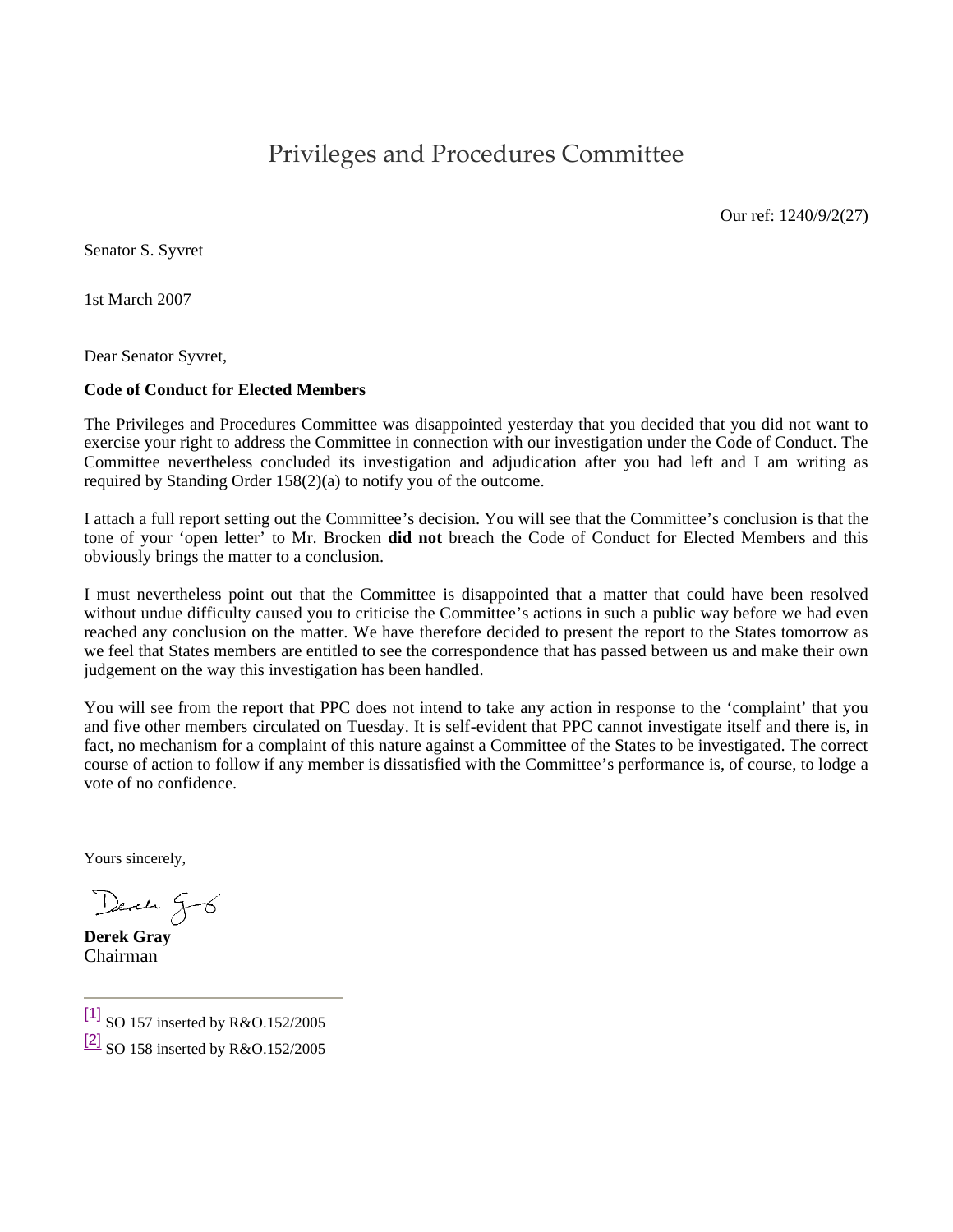# Privileges and Procedures Committee

Our ref: 1240/9/2(27)

Senator S. Syvret

1st March 2007

Dear Senator Syvret,

**Code of Conduct for Elected Members**

The Privileges and Procedures Committee was disappointed yesterday that you decided that you did not want to exercise your right to address the Committee in connection with our investigation under the Code of Conduct. The Committee nevertheless concluded its investigation and adjudication after you had left and I am writing as required by Standing Order 158(2)(a) to notify you of the outcome.

I attach a full report setting out the Committee's decision. You will see that the Committee's conclusion is that the tone of your 'open letter' to Mr. Brocken **did not** breach the Code of Conduct for Elected Members and this obviously brings the matter to a conclusion.

I must nevertheless point out that the Committee is disappointed that a matter that could have been resolved without undue difficulty caused you to criticise the Committee's actions in such a public way before we had even reached any conclusion on the matter. We have therefore decided to present the report to the States tomorrow as we feel that States members are entitled to see the correspondence that has passed between us and make their own judgement on the way this investigation has been handled.

You will see from the report that PPC does not intend to take any action in response to the 'complaint' that you and five other members circulated on Tuesday. It is self-evident that PPC cannot investigate itself and there is, in fact, no mechanism for a complaint of this nature against a Committee of the States to be investigated. The correct course of action to follow if any member is dissatisfied with the Committee's performance is, of course, to lodge a vote of no confidence.

Yours sincerely,

**Derek Gray**
Chairman

---

[1] SO 157 inserted by R&O.152/2005

[2] SO 158 inserted by R&O.152/2005